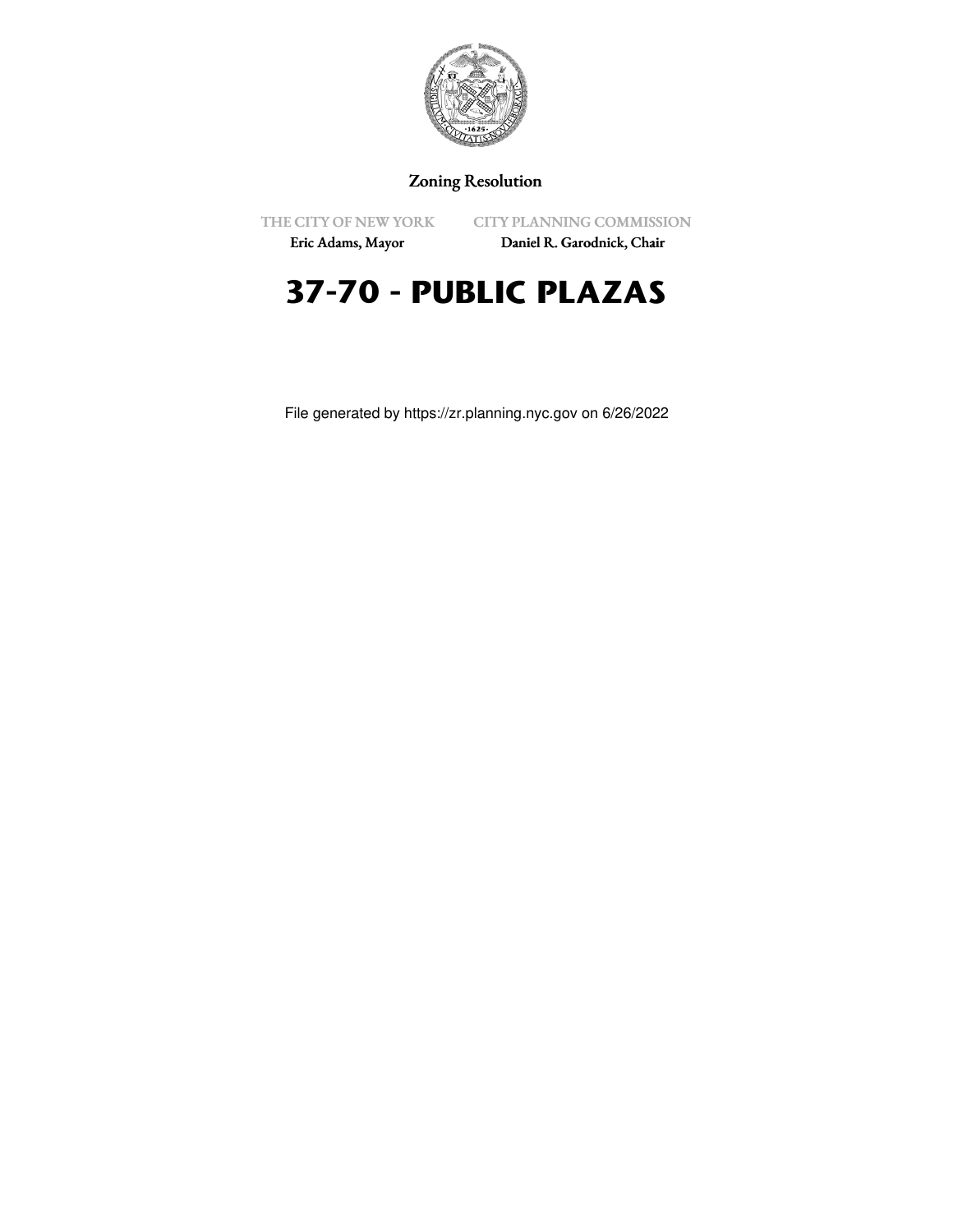Zoning Resolution

THE CITY OF NEW YORK
Eric Adams, Mayor

CITY PLANNING COMMISSION
Daniel R. Garodnick, Chair

# 37-70 - PUBLIC PLAZAS

File generated by https://zr.planning.nyc.gov on 6/26/2022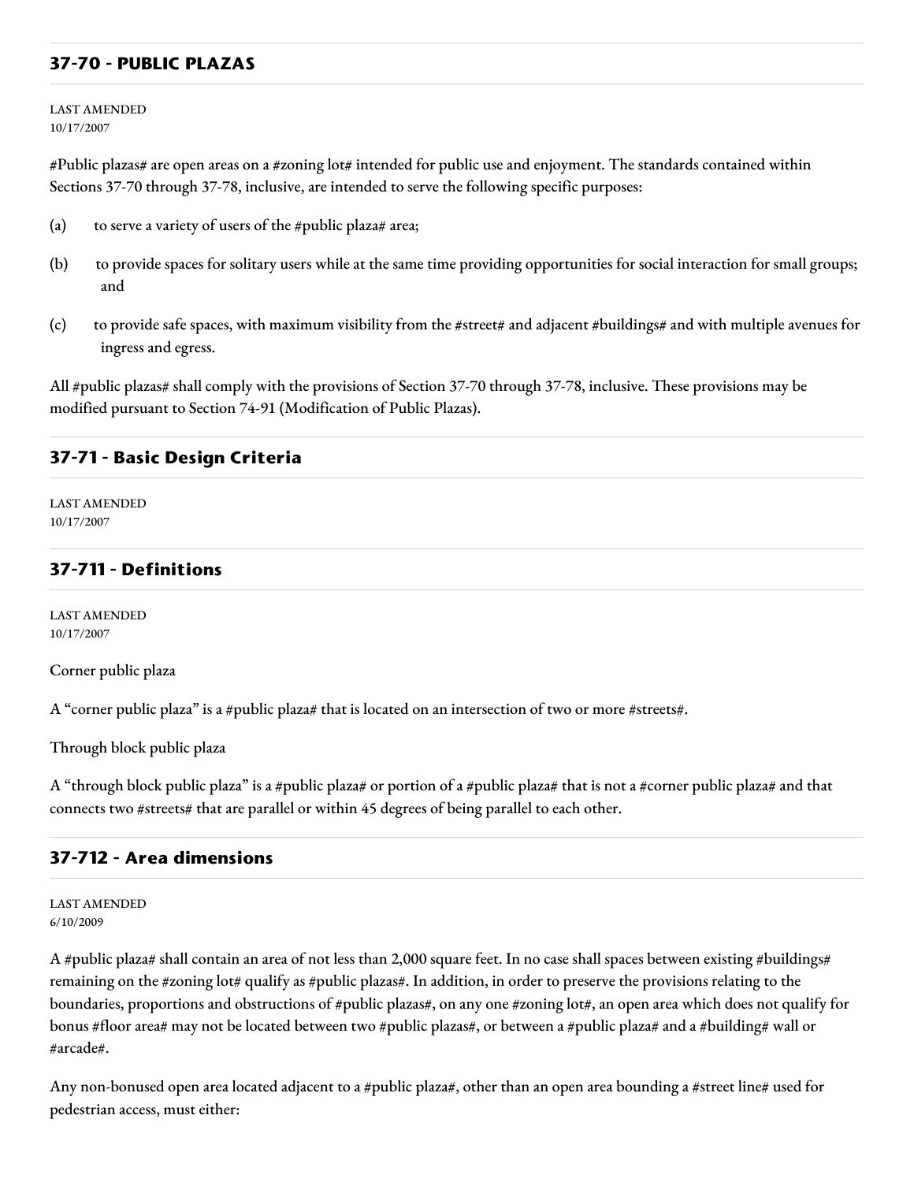## 37-70 - PUBLIC PLAZAS

LAST AMENDED
10/17/2007

#Public plazas# are open areas on a #zoning lot# intended for public use and enjoyment. The standards contained within Sections 37-70 through 37-78, inclusive, are intended to serve the following specific purposes:

(a) to serve a variety of users of the #public plaza# area;

(b) to provide spaces for solitary users while at the same time providing opportunities for social interaction for small groups; and

(c) to provide safe spaces, with maximum visibility from the #street# and adjacent #buildings# and with multiple avenues for ingress and egress.

All #public plazas# shall comply with the provisions of Section 37-70 through 37-78, inclusive. These provisions may be modified pursuant to Section 74-91 (Modification of Public Plazas).

## 37-71 - Basic Design Criteria

LAST AMENDED
10/17/2007

## 37-711 - Definitions

LAST AMENDED
10/17/2007

Corner public plaza

A "corner public plaza" is a #public plaza# that is located on an intersection of two or more #streets#.

Through block public plaza

A "through block public plaza" is a #public plaza# or portion of a #public plaza# that is not a #corner public plaza# and that connects two #streets# that are parallel or within 45 degrees of being parallel to each other.

## 37-712 - Area dimensions

LAST AMENDED
6/10/2009

A #public plaza# shall contain an area of not less than 2,000 square feet. In no case shall spaces between existing #buildings# remaining on the #zoning lot# qualify as #public plazas#. In addition, in order to preserve the provisions relating to the boundaries, proportions and obstructions of #public plazas#, on any one #zoning lot#, an open area which does not qualify for bonus #floor area# may not be located between two #public plazas#, or between a #public plaza# and a #building# wall or #arcade#.

Any non-bonused open area located adjacent to a #public plaza#, other than an open area bounding a #street line# used for pedestrian access, must either: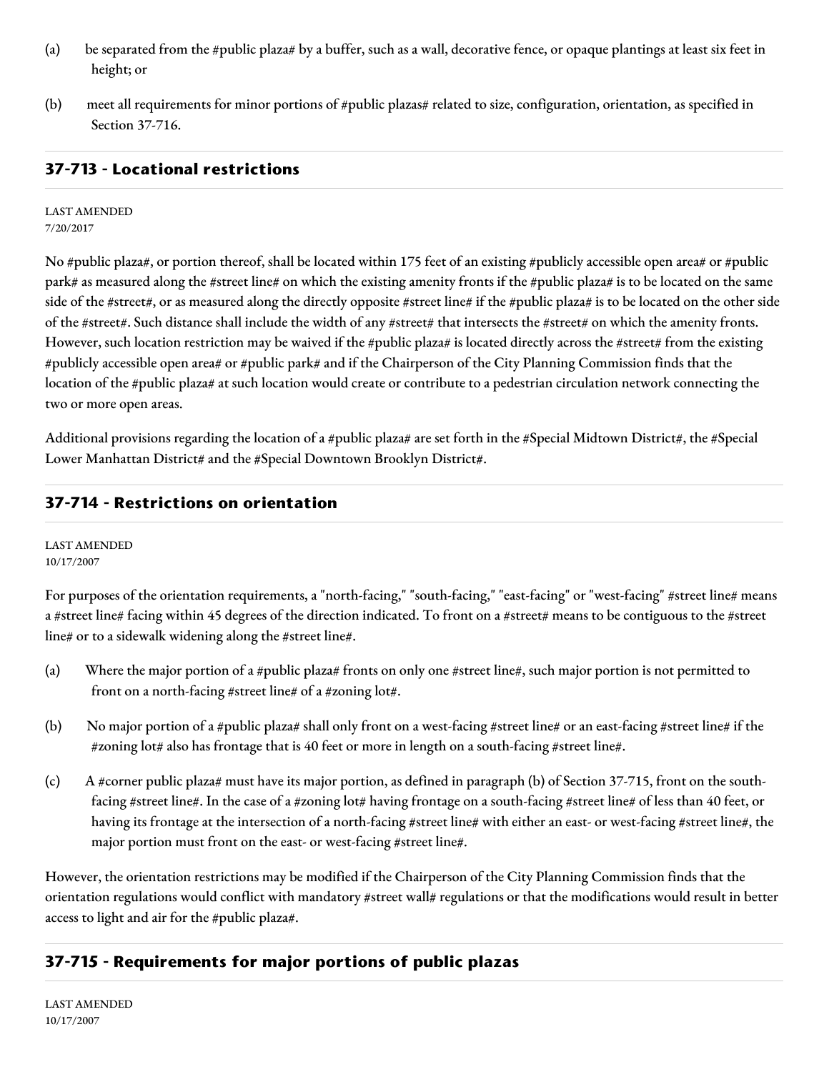(a) be separated from the #public plaza# by a buffer, such as a wall, decorative fence, or opaque plantings at least six feet in height; or

(b) meet all requirements for minor portions of #public plazas# related to size, configuration, orientation, as specified in Section 37-716.

## 37-713 - Locational restrictions

LAST AMENDED
7/20/2017

No #public plaza#, or portion thereof, shall be located within 175 feet of an existing #publicly accessible open area# or #public park# as measured along the #street line# on which the existing amenity fronts if the #public plaza# is to be located on the same side of the #street#, or as measured along the directly opposite #street line# if the #public plaza# is to be located on the other side of the #street#. Such distance shall include the width of any #street# that intersects the #street# on which the amenity fronts. However, such location restriction may be waived if the #public plaza# is located directly across the #street# from the existing #publicly accessible open area# or #public park# and if the Chairperson of the City Planning Commission finds that the location of the #public plaza# at such location would create or contribute to a pedestrian circulation network connecting the two or more open areas.

Additional provisions regarding the location of a #public plaza# are set forth in the #Special Midtown District#, the #Special Lower Manhattan District# and the #Special Downtown Brooklyn District#.

## 37-714 - Restrictions on orientation

LAST AMENDED
10/17/2007

For purposes of the orientation requirements, a "north-facing," "south-facing," "east-facing" or "west-facing" #street line# means a #street line# facing within 45 degrees of the direction indicated. To front on a #street# means to be contiguous to the #street line# or to a sidewalk widening along the #street line#.

(a) Where the major portion of a #public plaza# fronts on only one #street line#, such major portion is not permitted to front on a north-facing #street line# of a #zoning lot#.

(b) No major portion of a #public plaza# shall only front on a west-facing #street line# or an east-facing #street line# if the #zoning lot# also has frontage that is 40 feet or more in length on a south-facing #street line#.

(c) A #corner public plaza# must have its major portion, as defined in paragraph (b) of Section 37-715, front on the south-facing #street line#. In the case of a #zoning lot# having frontage on a south-facing #street line# of less than 40 feet, or having its frontage at the intersection of a north-facing #street line# with either an east- or west-facing #street line#, the major portion must front on the east- or west-facing #street line#.

However, the orientation restrictions may be modified if the Chairperson of the City Planning Commission finds that the orientation regulations would conflict with mandatory #street wall# regulations or that the modifications would result in better access to light and air for the #public plaza#.

## 37-715 - Requirements for major portions of public plazas

LAST AMENDED
10/17/2007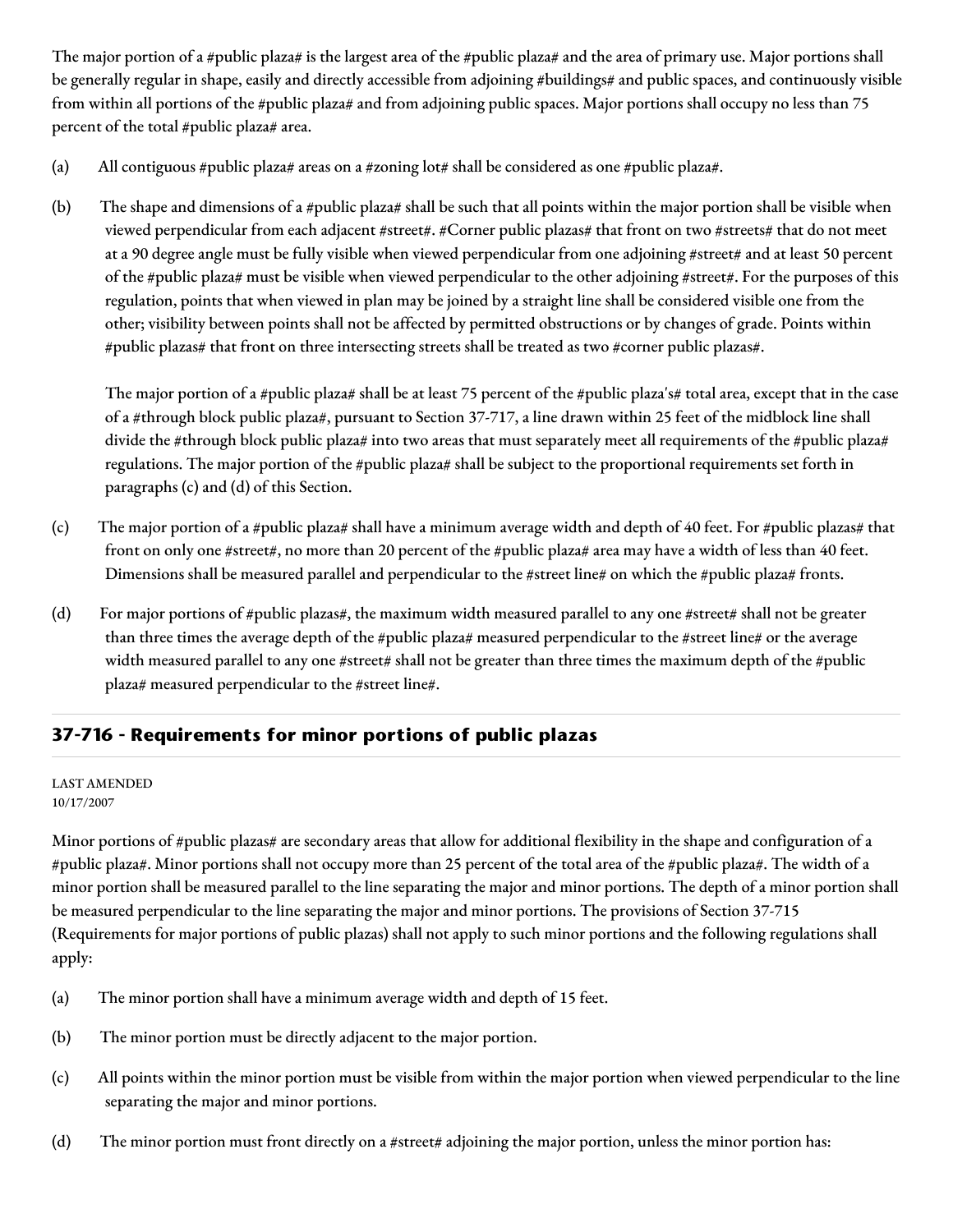The major portion of a #public plaza# is the largest area of the #public plaza# and the area of primary use. Major portions shall be generally regular in shape, easily and directly accessible from adjoining #buildings# and public spaces, and continuously visible from within all portions of the #public plaza# and from adjoining public spaces. Major portions shall occupy no less than 75 percent of the total #public plaza# area.

(a) All contiguous #public plaza# areas on a #zoning lot# shall be considered as one #public plaza#.

(b) The shape and dimensions of a #public plaza# shall be such that all points within the major portion shall be visible when viewed perpendicular from each adjacent #street#. #Corner public plazas# that front on two #streets# that do not meet at a 90 degree angle must be fully visible when viewed perpendicular from one adjoining #street# and at least 50 percent of the #public plaza# must be visible when viewed perpendicular to the other adjoining #street#. For the purposes of this regulation, points that when viewed in plan may be joined by a straight line shall be considered visible one from the other; visibility between points shall not be affected by permitted obstructions or by changes of grade. Points within #public plazas# that front on three intersecting streets shall be treated as two #corner public plazas#.

The major portion of a #public plaza# shall be at least 75 percent of the #public plaza's# total area, except that in the case of a #through block public plaza#, pursuant to Section 37-717, a line drawn within 25 feet of the midblock line shall divide the #through block public plaza# into two areas that must separately meet all requirements of the #public plaza# regulations. The major portion of the #public plaza# shall be subject to the proportional requirements set forth in paragraphs (c) and (d) of this Section.

(c) The major portion of a #public plaza# shall have a minimum average width and depth of 40 feet. For #public plazas# that front on only one #street#, no more than 20 percent of the #public plaza# area may have a width of less than 40 feet. Dimensions shall be measured parallel and perpendicular to the #street line# on which the #public plaza# fronts.

(d) For major portions of #public plazas#, the maximum width measured parallel to any one #street# shall not be greater than three times the average depth of the #public plaza# measured perpendicular to the #street line# or the average width measured parallel to any one #street# shall not be greater than three times the maximum depth of the #public plaza# measured perpendicular to the #street line#.

## 37-716 - Requirements for minor portions of public plazas

LAST AMENDED
10/17/2007

Minor portions of #public plazas# are secondary areas that allow for additional flexibility in the shape and configuration of a #public plaza#. Minor portions shall not occupy more than 25 percent of the total area of the #public plaza#. The width of a minor portion shall be measured parallel to the line separating the major and minor portions. The depth of a minor portion shall be measured perpendicular to the line separating the major and minor portions. The provisions of Section 37-715 (Requirements for major portions of public plazas) shall not apply to such minor portions and the following regulations shall apply:

(a) The minor portion shall have a minimum average width and depth of 15 feet.

(b) The minor portion must be directly adjacent to the major portion.

(c) All points within the minor portion must be visible from within the major portion when viewed perpendicular to the line separating the major and minor portions.

(d) The minor portion must front directly on a #street# adjoining the major portion, unless the minor portion has: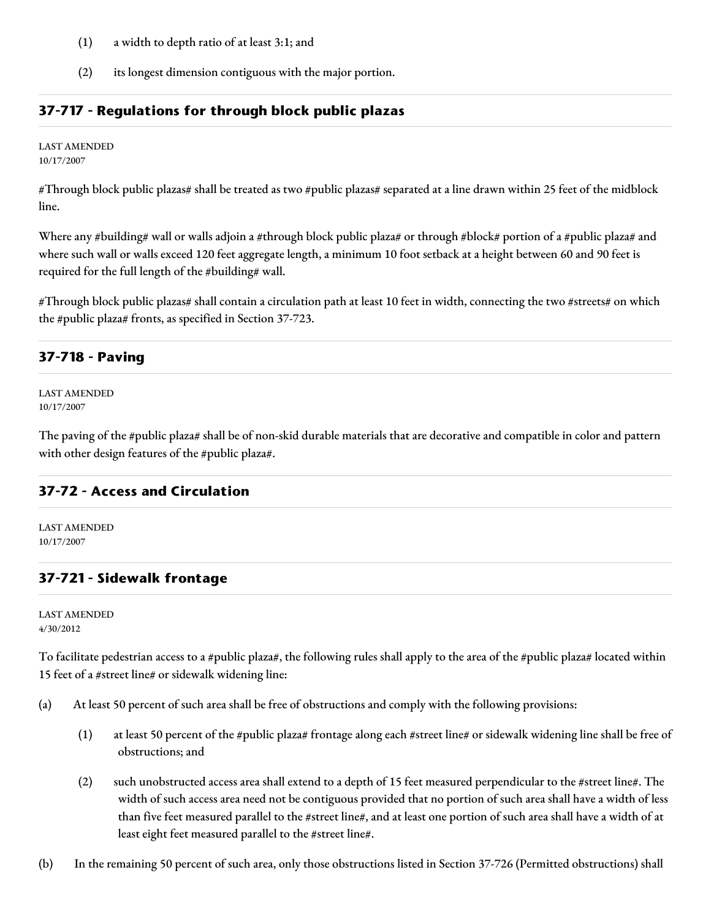(1) a width to depth ratio of at least 3:1; and

(2) its longest dimension contiguous with the major portion.

## 37-717 - Regulations for through block public plazas

LAST AMENDED
10/17/2007

#Through block public plazas# shall be treated as two #public plazas# separated at a line drawn within 25 feet of the midblock line.

Where any #building# wall or walls adjoin a #through block public plaza# or through #block# portion of a #public plaza# and where such wall or walls exceed 120 feet aggregate length, a minimum 10 foot setback at a height between 60 and 90 feet is required for the full length of the #building# wall.

#Through block public plazas# shall contain a circulation path at least 10 feet in width, connecting the two #streets# on which the #public plaza# fronts, as specified in Section 37-723.

## 37-718 - Paving

LAST AMENDED
10/17/2007

The paving of the #public plaza# shall be of non-skid durable materials that are decorative and compatible in color and pattern with other design features of the #public plaza#.

## 37-72 - Access and Circulation

LAST AMENDED
10/17/2007

## 37-721 - Sidewalk frontage

LAST AMENDED
4/30/2012

To facilitate pedestrian access to a #public plaza#, the following rules shall apply to the area of the #public plaza# located within 15 feet of a #street line# or sidewalk widening line:

(a) At least 50 percent of such area shall be free of obstructions and comply with the following provisions:

(1) at least 50 percent of the #public plaza# frontage along each #street line# or sidewalk widening line shall be free of obstructions; and

(2) such unobstructed access area shall extend to a depth of 15 feet measured perpendicular to the #street line#. The width of such access area need not be contiguous provided that no portion of such area shall have a width of less than five feet measured parallel to the #street line#, and at least one portion of such area shall have a width of at least eight feet measured parallel to the #street line#.

(b) In the remaining 50 percent of such area, only those obstructions listed in Section 37-726 (Permitted obstructions) shall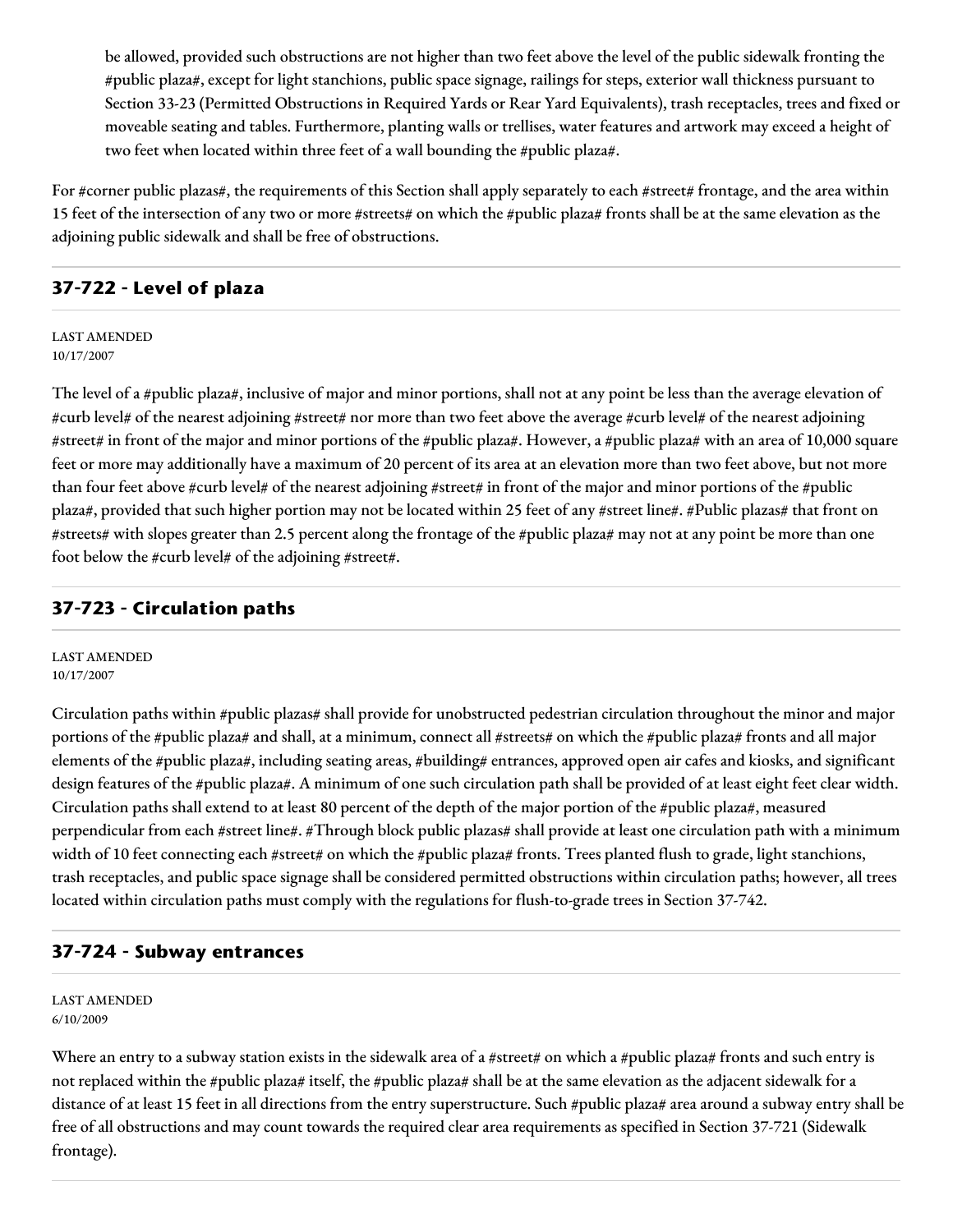be allowed, provided such obstructions are not higher than two feet above the level of the public sidewalk fronting the #public plaza#, except for light stanchions, public space signage, railings for steps, exterior wall thickness pursuant to Section 33-23 (Permitted Obstructions in Required Yards or Rear Yard Equivalents), trash receptacles, trees and fixed or moveable seating and tables. Furthermore, planting walls or trellises, water features and artwork may exceed a height of two feet when located within three feet of a wall bounding the #public plaza#.

For #corner public plazas#, the requirements of this Section shall apply separately to each #street# frontage, and the area within 15 feet of the intersection of any two or more #streets# on which the #public plaza# fronts shall be at the same elevation as the adjoining public sidewalk and shall be free of obstructions.

## 37-722 - Level of plaza

LAST AMENDED
10/17/2007

The level of a #public plaza#, inclusive of major and minor portions, shall not at any point be less than the average elevation of #curb level# of the nearest adjoining #street# nor more than two feet above the average #curb level# of the nearest adjoining #street# in front of the major and minor portions of the #public plaza#. However, a #public plaza# with an area of 10,000 square feet or more may additionally have a maximum of 20 percent of its area at an elevation more than two feet above, but not more than four feet above #curb level# of the nearest adjoining #street# in front of the major and minor portions of the #public plaza#, provided that such higher portion may not be located within 25 feet of any #street line#. #Public plazas# that front on #streets# with slopes greater than 2.5 percent along the frontage of the #public plaza# may not at any point be more than one foot below the #curb level# of the adjoining #street#.

## 37-723 - Circulation paths

LAST AMENDED
10/17/2007

Circulation paths within #public plazas# shall provide for unobstructed pedestrian circulation throughout the minor and major portions of the #public plaza# and shall, at a minimum, connect all #streets# on which the #public plaza# fronts and all major elements of the #public plaza#, including seating areas, #building# entrances, approved open air cafes and kiosks, and significant design features of the #public plaza#. A minimum of one such circulation path shall be provided of at least eight feet clear width. Circulation paths shall extend to at least 80 percent of the depth of the major portion of the #public plaza#, measured perpendicular from each #street line#. #Through block public plazas# shall provide at least one circulation path with a minimum width of 10 feet connecting each #street# on which the #public plaza# fronts. Trees planted flush to grade, light stanchions, trash receptacles, and public space signage shall be considered permitted obstructions within circulation paths; however, all trees located within circulation paths must comply with the regulations for flush-to-grade trees in Section 37-742.

## 37-724 - Subway entrances

LAST AMENDED
6/10/2009

Where an entry to a subway station exists in the sidewalk area of a #street# on which a #public plaza# fronts and such entry is not replaced within the #public plaza# itself, the #public plaza# shall be at the same elevation as the adjacent sidewalk for a distance of at least 15 feet in all directions from the entry superstructure. Such #public plaza# area around a subway entry shall be free of all obstructions and may count towards the required clear area requirements as specified in Section 37-721 (Sidewalk frontage).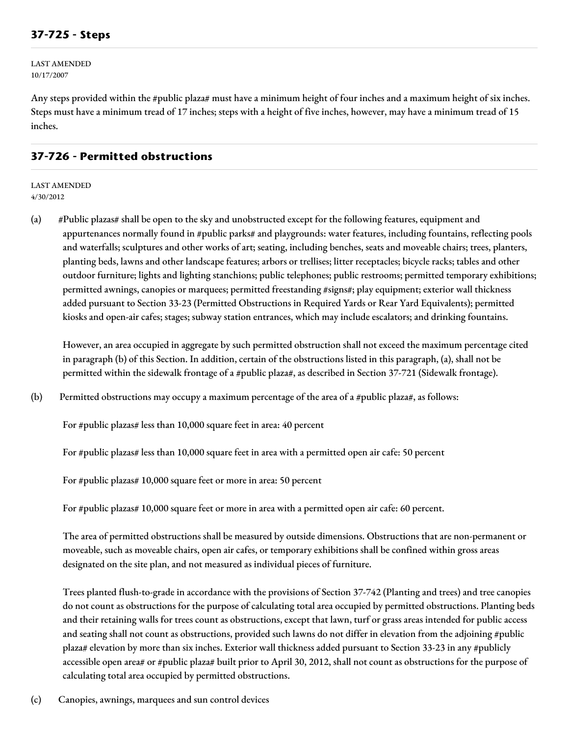## 37-725 - Steps

LAST AMENDED
10/17/2007

Any steps provided within the #public plaza# must have a minimum height of four inches and a maximum height of six inches. Steps must have a minimum tread of 17 inches; steps with a height of five inches, however, may have a minimum tread of 15 inches.

## 37-726 - Permitted obstructions

LAST AMENDED
4/30/2012

(a) #Public plazas# shall be open to the sky and unobstructed except for the following features, equipment and appurtenances normally found in #public parks# and playgrounds: water features, including fountains, reflecting pools and waterfalls; sculptures and other works of art; seating, including benches, seats and moveable chairs; trees, planters, planting beds, lawns and other landscape features; arbors or trellises; litter receptacles; bicycle racks; tables and other outdoor furniture; lights and lighting stanchions; public telephones; public restrooms; permitted temporary exhibitions; permitted awnings, canopies or marquees; permitted freestanding #signs#; play equipment; exterior wall thickness added pursuant to Section 33-23 (Permitted Obstructions in Required Yards or Rear Yard Equivalents); permitted kiosks and open-air cafes; stages; subway station entrances, which may include escalators; and drinking fountains.

However, an area occupied in aggregate by such permitted obstruction shall not exceed the maximum percentage cited in paragraph (b) of this Section. In addition, certain of the obstructions listed in this paragraph, (a), shall not be permitted within the sidewalk frontage of a #public plaza#, as described in Section 37-721 (Sidewalk frontage).

(b) Permitted obstructions may occupy a maximum percentage of the area of a #public plaza#, as follows:

For #public plazas# less than 10,000 square feet in area: 40 percent

For #public plazas# less than 10,000 square feet in area with a permitted open air cafe: 50 percent

For #public plazas# 10,000 square feet or more in area: 50 percent

For #public plazas# 10,000 square feet or more in area with a permitted open air cafe: 60 percent.

The area of permitted obstructions shall be measured by outside dimensions. Obstructions that are non-permanent or moveable, such as moveable chairs, open air cafes, or temporary exhibitions shall be confined within gross areas designated on the site plan, and not measured as individual pieces of furniture.

Trees planted flush-to-grade in accordance with the provisions of Section 37-742 (Planting and trees) and tree canopies do not count as obstructions for the purpose of calculating total area occupied by permitted obstructions. Planting beds and their retaining walls for trees count as obstructions, except that lawn, turf or grass areas intended for public access and seating shall not count as obstructions, provided such lawns do not differ in elevation from the adjoining #public plaza# elevation by more than six inches. Exterior wall thickness added pursuant to Section 33-23 in any #publicly accessible open area# or #public plaza# built prior to April 30, 2012, shall not count as obstructions for the purpose of calculating total area occupied by permitted obstructions.

(c) Canopies, awnings, marquees and sun control devices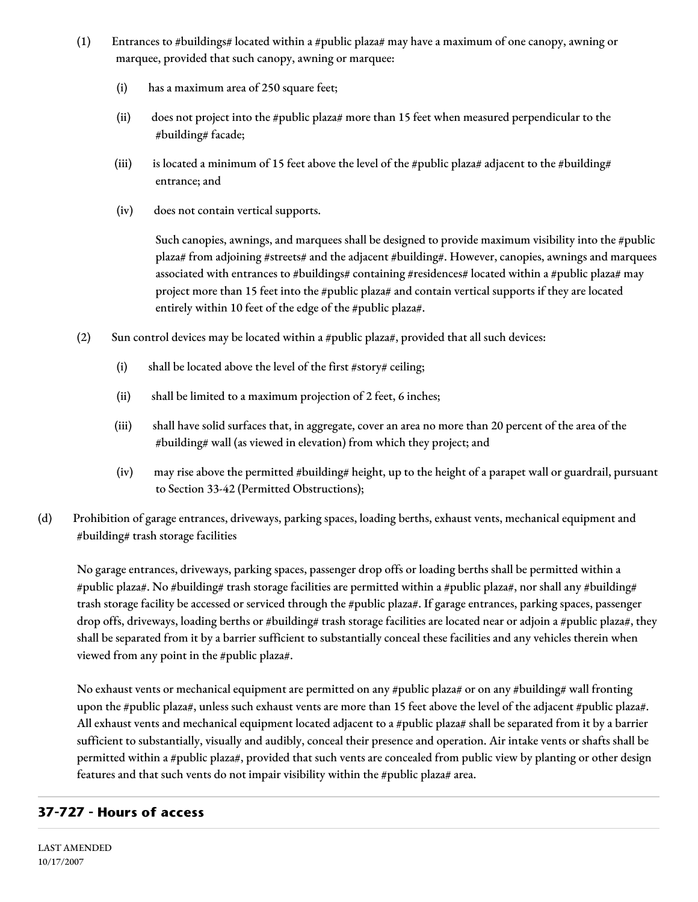(1) Entrances to #buildings# located within a #public plaza# may have a maximum of one canopy, awning or marquee, provided that such canopy, awning or marquee:

(i) has a maximum area of 250 square feet;

(ii) does not project into the #public plaza# more than 15 feet when measured perpendicular to the #building# facade;

(iii) is located a minimum of 15 feet above the level of the #public plaza# adjacent to the #building# entrance; and

(iv) does not contain vertical supports.

Such canopies, awnings, and marquees shall be designed to provide maximum visibility into the #public plaza# from adjoining #streets# and the adjacent #building#. However, canopies, awnings and marquees associated with entrances to #buildings# containing #residences# located within a #public plaza# may project more than 15 feet into the #public plaza# and contain vertical supports if they are located entirely within 10 feet of the edge of the #public plaza#.

(2) Sun control devices may be located within a #public plaza#, provided that all such devices:

(i) shall be located above the level of the first #story# ceiling;

(ii) shall be limited to a maximum projection of 2 feet, 6 inches;

(iii) shall have solid surfaces that, in aggregate, cover an area no more than 20 percent of the area of the #building# wall (as viewed in elevation) from which they project; and

(iv) may rise above the permitted #building# height, up to the height of a parapet wall or guardrail, pursuant to Section 33-42 (Permitted Obstructions);

(d) Prohibition of garage entrances, driveways, parking spaces, loading berths, exhaust vents, mechanical equipment and #building# trash storage facilities

No garage entrances, driveways, parking spaces, passenger drop offs or loading berths shall be permitted within a #public plaza#. No #building# trash storage facilities are permitted within a #public plaza#, nor shall any #building# trash storage facility be accessed or serviced through the #public plaza#. If garage entrances, parking spaces, passenger drop offs, driveways, loading berths or #building# trash storage facilities are located near or adjoin a #public plaza#, they shall be separated from it by a barrier sufficient to substantially conceal these facilities and any vehicles therein when viewed from any point in the #public plaza#.

No exhaust vents or mechanical equipment are permitted on any #public plaza# or on any #building# wall fronting upon the #public plaza#, unless such exhaust vents are more than 15 feet above the level of the adjacent #public plaza#. All exhaust vents and mechanical equipment located adjacent to a #public plaza# shall be separated from it by a barrier sufficient to substantially, visually and audibly, conceal their presence and operation. Air intake vents or shafts shall be permitted within a #public plaza#, provided that such vents are concealed from public view by planting or other design features and that such vents do not impair visibility within the #public plaza# area.

## 37-727 - Hours of access

LAST AMENDED
10/17/2007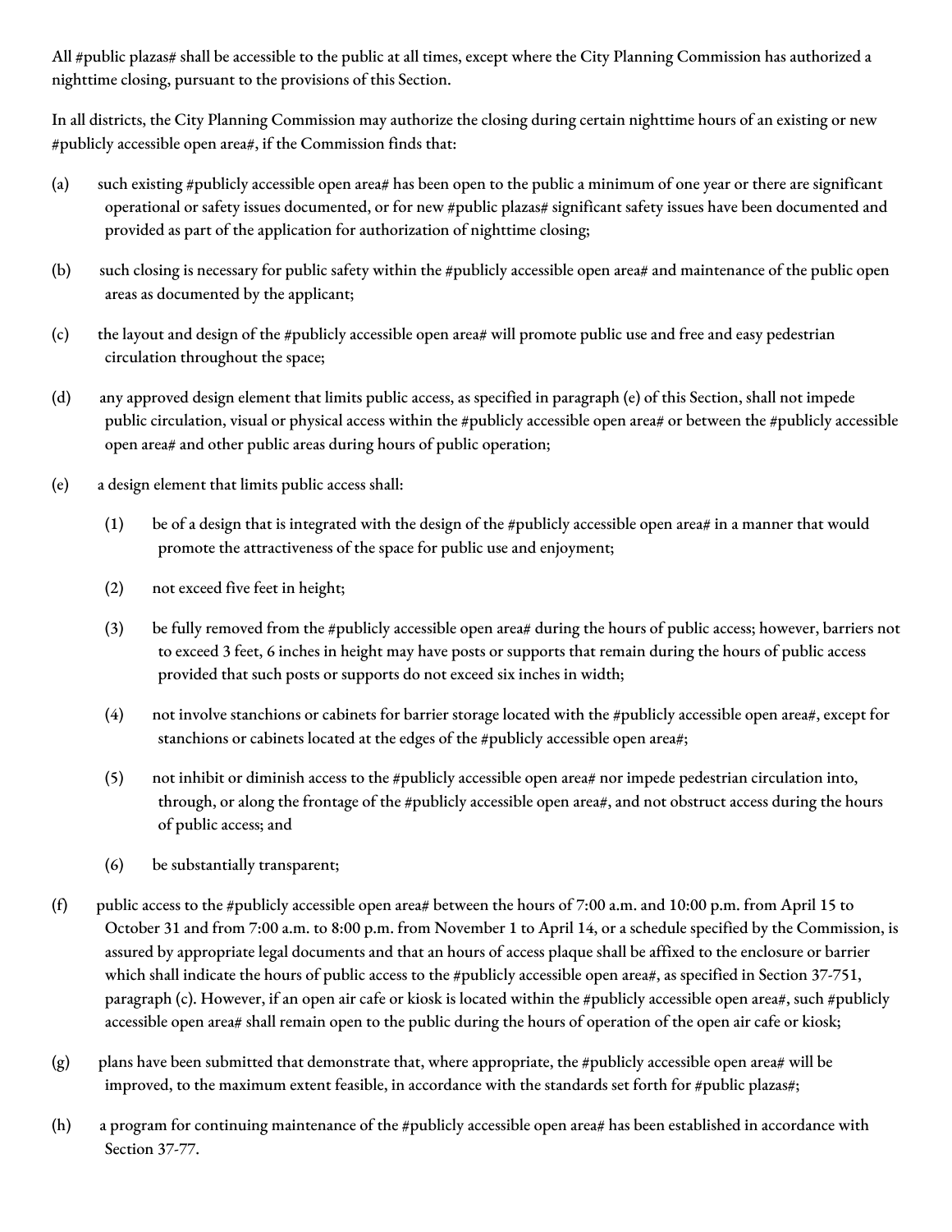All #public plazas# shall be accessible to the public at all times, except where the City Planning Commission has authorized a nighttime closing, pursuant to the provisions of this Section.

In all districts, the City Planning Commission may authorize the closing during certain nighttime hours of an existing or new #publicly accessible open area#, if the Commission finds that:

(a) such existing #publicly accessible open area# has been open to the public a minimum of one year or there are significant operational or safety issues documented, or for new #public plazas# significant safety issues have been documented and provided as part of the application for authorization of nighttime closing;

(b) such closing is necessary for public safety within the #publicly accessible open area# and maintenance of the public open areas as documented by the applicant;

(c) the layout and design of the #publicly accessible open area# will promote public use and free and easy pedestrian circulation throughout the space;

(d) any approved design element that limits public access, as specified in paragraph (e) of this Section, shall not impede public circulation, visual or physical access within the #publicly accessible open area# or between the #publicly accessible open area# and other public areas during hours of public operation;

(e) a design element that limits public access shall:

  (1) be of a design that is integrated with the design of the #publicly accessible open area# in a manner that would promote the attractiveness of the space for public use and enjoyment;

  (2) not exceed five feet in height;

  (3) be fully removed from the #publicly accessible open area# during the hours of public access; however, barriers not to exceed 3 feet, 6 inches in height may have posts or supports that remain during the hours of public access provided that such posts or supports do not exceed six inches in width;

  (4) not involve stanchions or cabinets for barrier storage located with the #publicly accessible open area#, except for stanchions or cabinets located at the edges of the #publicly accessible open area#;

  (5) not inhibit or diminish access to the #publicly accessible open area# nor impede pedestrian circulation into, through, or along the frontage of the #publicly accessible open area#, and not obstruct access during the hours of public access; and

  (6) be substantially transparent;

(f) public access to the #publicly accessible open area# between the hours of 7:00 a.m. and 10:00 p.m. from April 15 to October 31 and from 7:00 a.m. to 8:00 p.m. from November 1 to April 14, or a schedule specified by the Commission, is assured by appropriate legal documents and that an hours of access plaque shall be affixed to the enclosure or barrier which shall indicate the hours of public access to the #publicly accessible open area#, as specified in Section 37-751, paragraph (c). However, if an open air cafe or kiosk is located within the #publicly accessible open area#, such #publicly accessible open area# shall remain open to the public during the hours of operation of the open air cafe or kiosk;

(g) plans have been submitted that demonstrate that, where appropriate, the #publicly accessible open area# will be improved, to the maximum extent feasible, in accordance with the standards set forth for #public plazas#;

(h) a program for continuing maintenance of the #publicly accessible open area# has been established in accordance with Section 37-77.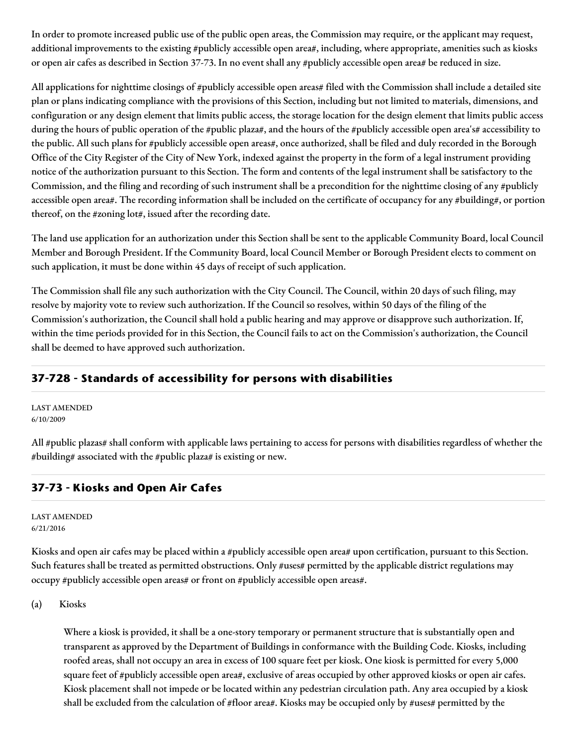In order to promote increased public use of the public open areas, the Commission may require, or the applicant may request, additional improvements to the existing #publicly accessible open area#, including, where appropriate, amenities such as kiosks or open air cafes as described in Section 37-73. In no event shall any #publicly accessible open area# be reduced in size.

All applications for nighttime closings of #publicly accessible open areas# filed with the Commission shall include a detailed site plan or plans indicating compliance with the provisions of this Section, including but not limited to materials, dimensions, and configuration or any design element that limits public access, the storage location for the design element that limits public access during the hours of public operation of the #public plaza#, and the hours of the #publicly accessible open area's# accessibility to the public. All such plans for #publicly accessible open areas#, once authorized, shall be filed and duly recorded in the Borough Office of the City Register of the City of New York, indexed against the property in the form of a legal instrument providing notice of the authorization pursuant to this Section. The form and contents of the legal instrument shall be satisfactory to the Commission, and the filing and recording of such instrument shall be a precondition for the nighttime closing of any #publicly accessible open area#. The recording information shall be included on the certificate of occupancy for any #building#, or portion thereof, on the #zoning lot#, issued after the recording date.

The land use application for an authorization under this Section shall be sent to the applicable Community Board, local Council Member and Borough President. If the Community Board, local Council Member or Borough President elects to comment on such application, it must be done within 45 days of receipt of such application.

The Commission shall file any such authorization with the City Council. The Council, within 20 days of such filing, may resolve by majority vote to review such authorization. If the Council so resolves, within 50 days of the filing of the Commission's authorization, the Council shall hold a public hearing and may approve or disapprove such authorization. If, within the time periods provided for in this Section, the Council fails to act on the Commission's authorization, the Council shall be deemed to have approved such authorization.

## 37-728 - Standards of accessibility for persons with disabilities

LAST AMENDED
6/10/2009

All #public plazas# shall conform with applicable laws pertaining to access for persons with disabilities regardless of whether the #building# associated with the #public plaza# is existing or new.

## 37-73 - Kiosks and Open Air Cafes

LAST AMENDED
6/21/2016

Kiosks and open air cafes may be placed within a #publicly accessible open area# upon certification, pursuant to this Section. Such features shall be treated as permitted obstructions. Only #uses# permitted by the applicable district regulations may occupy #publicly accessible open areas# or front on #publicly accessible open areas#.

(a) Kiosks

Where a kiosk is provided, it shall be a one-story temporary or permanent structure that is substantially open and transparent as approved by the Department of Buildings in conformance with the Building Code. Kiosks, including roofed areas, shall not occupy an area in excess of 100 square feet per kiosk. One kiosk is permitted for every 5,000 square feet of #publicly accessible open area#, exclusive of areas occupied by other approved kiosks or open air cafes. Kiosk placement shall not impede or be located within any pedestrian circulation path. Any area occupied by a kiosk shall be excluded from the calculation of #floor area#. Kiosks may be occupied only by #uses# permitted by the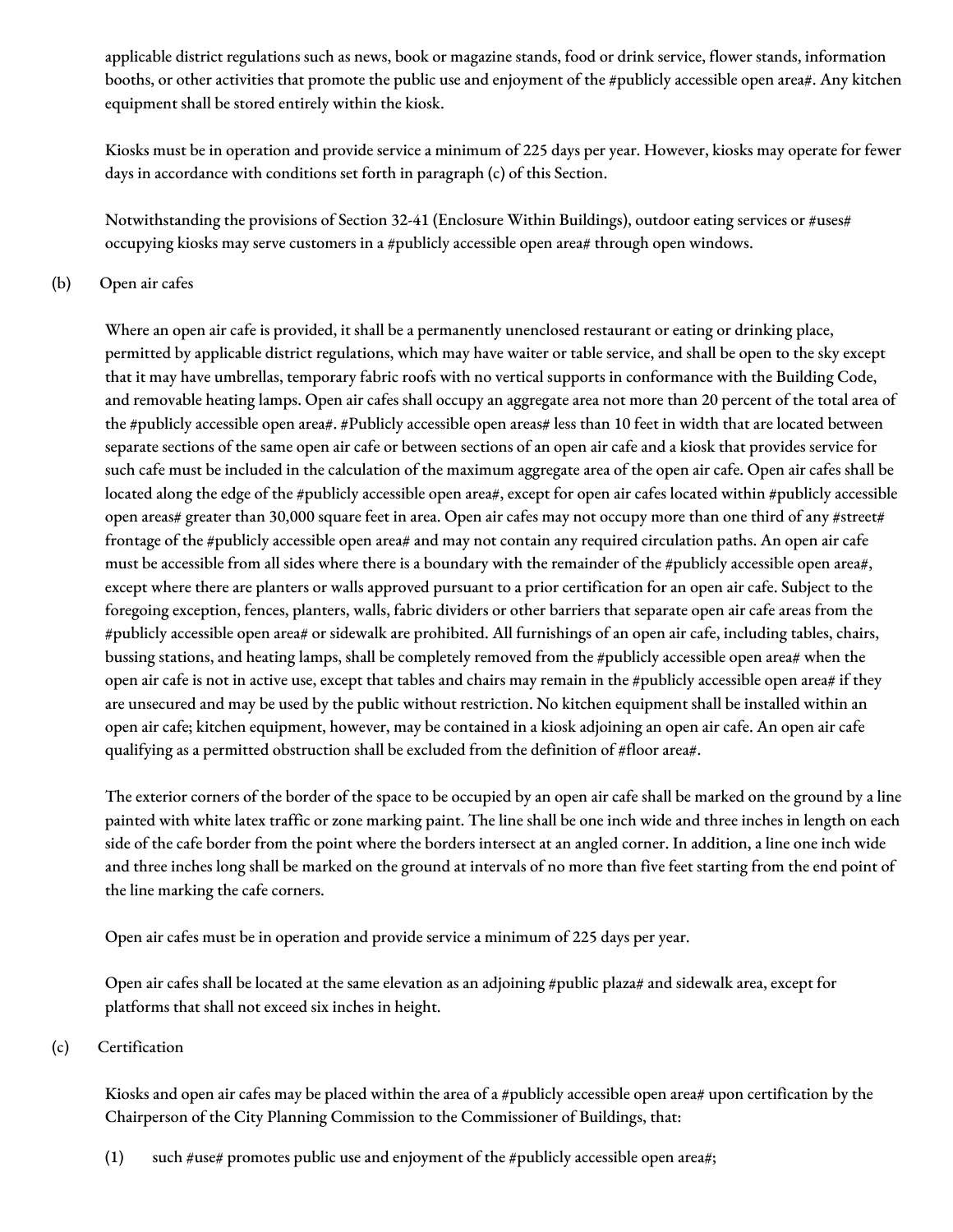applicable district regulations such as news, book or magazine stands, food or drink service, flower stands, information booths, or other activities that promote the public use and enjoyment of the #publicly accessible open area#. Any kitchen equipment shall be stored entirely within the kiosk.

Kiosks must be in operation and provide service a minimum of 225 days per year. However, kiosks may operate for fewer days in accordance with conditions set forth in paragraph (c) of this Section.

Notwithstanding the provisions of Section 32-41 (Enclosure Within Buildings), outdoor eating services or #uses# occupying kiosks may serve customers in a #publicly accessible open area# through open windows.

(b) Open air cafes

Where an open air cafe is provided, it shall be a permanently unenclosed restaurant or eating or drinking place, permitted by applicable district regulations, which may have waiter or table service, and shall be open to the sky except that it may have umbrellas, temporary fabric roofs with no vertical supports in conformance with the Building Code, and removable heating lamps. Open air cafes shall occupy an aggregate area not more than 20 percent of the total area of the #publicly accessible open area#. #Publicly accessible open areas# less than 10 feet in width that are located between separate sections of the same open air cafe or between sections of an open air cafe and a kiosk that provides service for such cafe must be included in the calculation of the maximum aggregate area of the open air cafe. Open air cafes shall be located along the edge of the #publicly accessible open area#, except for open air cafes located within #publicly accessible open areas# greater than 30,000 square feet in area. Open air cafes may not occupy more than one third of any #street# frontage of the #publicly accessible open area# and may not contain any required circulation paths. An open air cafe must be accessible from all sides where there is a boundary with the remainder of the #publicly accessible open area#, except where there are planters or walls approved pursuant to a prior certification for an open air cafe. Subject to the foregoing exception, fences, planters, walls, fabric dividers or other barriers that separate open air cafe areas from the #publicly accessible open area# or sidewalk are prohibited. All furnishings of an open air cafe, including tables, chairs, bussing stations, and heating lamps, shall be completely removed from the #publicly accessible open area# when the open air cafe is not in active use, except that tables and chairs may remain in the #publicly accessible open area# if they are unsecured and may be used by the public without restriction. No kitchen equipment shall be installed within an open air cafe; kitchen equipment, however, may be contained in a kiosk adjoining an open air cafe. An open air cafe qualifying as a permitted obstruction shall be excluded from the definition of #floor area#.

The exterior corners of the border of the space to be occupied by an open air cafe shall be marked on the ground by a line painted with white latex traffic or zone marking paint. The line shall be one inch wide and three inches in length on each side of the cafe border from the point where the borders intersect at an angled corner. In addition, a line one inch wide and three inches long shall be marked on the ground at intervals of no more than five feet starting from the end point of the line marking the cafe corners.

Open air cafes must be in operation and provide service a minimum of 225 days per year.

Open air cafes shall be located at the same elevation as an adjoining #public plaza# and sidewalk area, except for platforms that shall not exceed six inches in height.

(c) Certification

Kiosks and open air cafes may be placed within the area of a #publicly accessible open area# upon certification by the Chairperson of the City Planning Commission to the Commissioner of Buildings, that:

(1) such #use# promotes public use and enjoyment of the #publicly accessible open area#;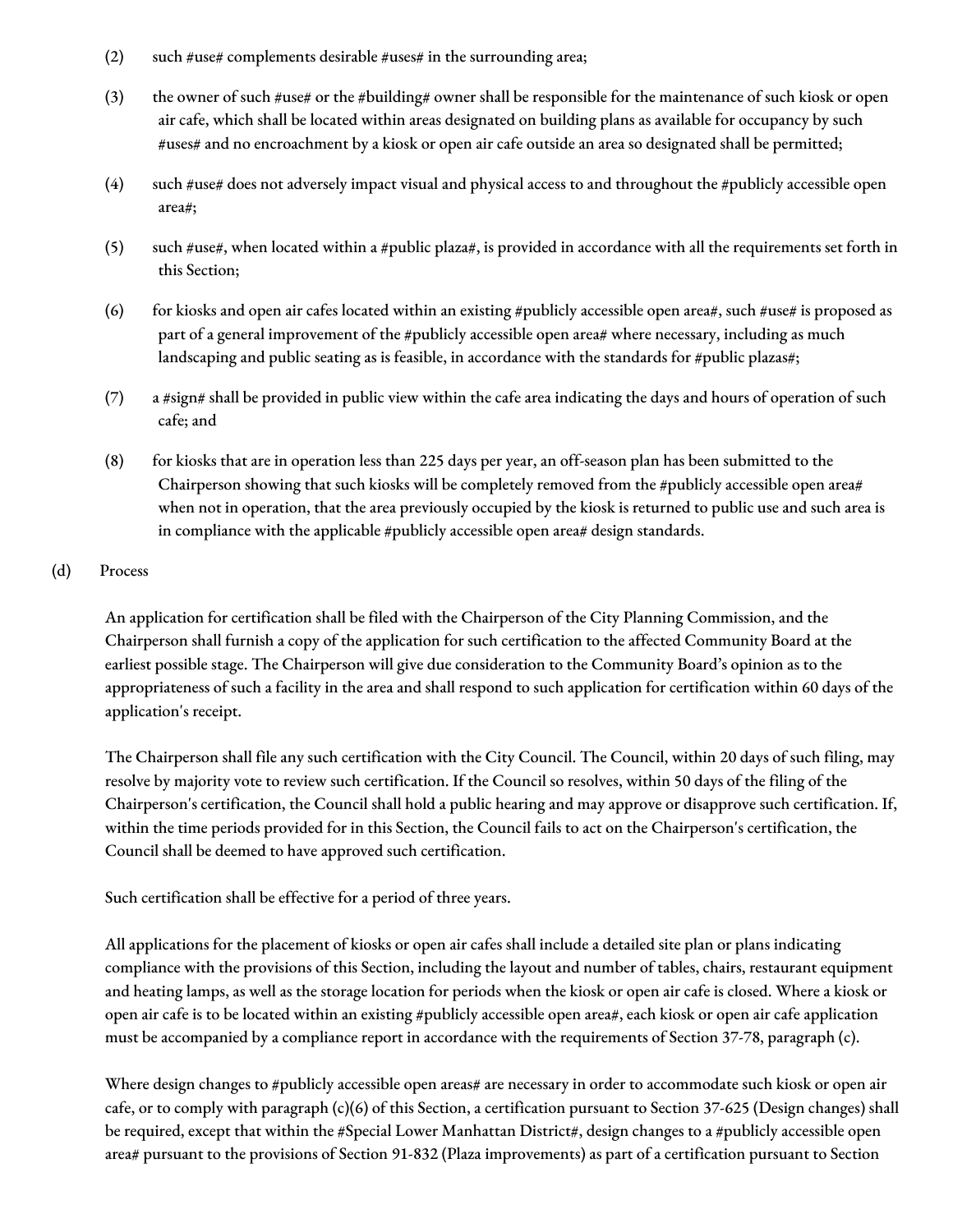(2) such #use# complements desirable #uses# in the surrounding area;

(3) the owner of such #use# or the #building# owner shall be responsible for the maintenance of such kiosk or open air cafe, which shall be located within areas designated on building plans as available for occupancy by such #uses# and no encroachment by a kiosk or open air cafe outside an area so designated shall be permitted;

(4) such #use# does not adversely impact visual and physical access to and throughout the #publicly accessible open area#;

(5) such #use#, when located within a #public plaza#, is provided in accordance with all the requirements set forth in this Section;

(6) for kiosks and open air cafes located within an existing #publicly accessible open area#, such #use# is proposed as part of a general improvement of the #publicly accessible open area# where necessary, including as much landscaping and public seating as is feasible, in accordance with the standards for #public plazas#;

(7) a #sign# shall be provided in public view within the cafe area indicating the days and hours of operation of such cafe; and

(8) for kiosks that are in operation less than 225 days per year, an off-season plan has been submitted to the Chairperson showing that such kiosks will be completely removed from the #publicly accessible open area# when not in operation, that the area previously occupied by the kiosk is returned to public use and such area is in compliance with the applicable #publicly accessible open area# design standards.

(d) Process

An application for certification shall be filed with the Chairperson of the City Planning Commission, and the Chairperson shall furnish a copy of the application for such certification to the affected Community Board at the earliest possible stage. The Chairperson will give due consideration to the Community Board's opinion as to the appropriateness of such a facility in the area and shall respond to such application for certification within 60 days of the application's receipt.

The Chairperson shall file any such certification with the City Council. The Council, within 20 days of such filing, may resolve by majority vote to review such certification. If the Council so resolves, within 50 days of the filing of the Chairperson's certification, the Council shall hold a public hearing and may approve or disapprove such certification. If, within the time periods provided for in this Section, the Council fails to act on the Chairperson's certification, the Council shall be deemed to have approved such certification.

Such certification shall be effective for a period of three years.

All applications for the placement of kiosks or open air cafes shall include a detailed site plan or plans indicating compliance with the provisions of this Section, including the layout and number of tables, chairs, restaurant equipment and heating lamps, as well as the storage location for periods when the kiosk or open air cafe is closed. Where a kiosk or open air cafe is to be located within an existing #publicly accessible open area#, each kiosk or open air cafe application must be accompanied by a compliance report in accordance with the requirements of Section 37-78, paragraph (c).

Where design changes to #publicly accessible open areas# are necessary in order to accommodate such kiosk or open air cafe, or to comply with paragraph (c)(6) of this Section, a certification pursuant to Section 37-625 (Design changes) shall be required, except that within the #Special Lower Manhattan District#, design changes to a #publicly accessible open area# pursuant to the provisions of Section 91-832 (Plaza improvements) as part of a certification pursuant to Section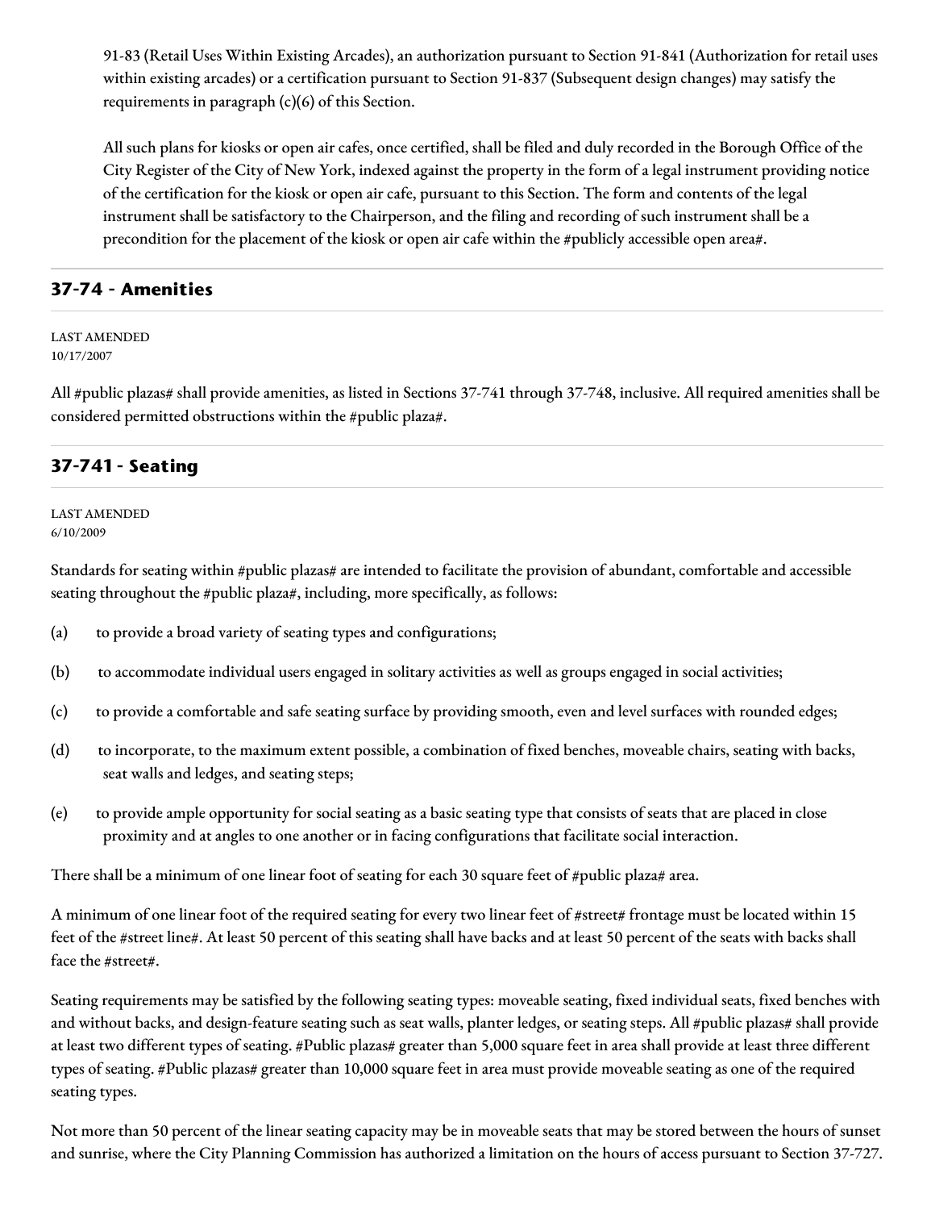91-83 (Retail Uses Within Existing Arcades), an authorization pursuant to Section 91-841 (Authorization for retail uses within existing arcades) or a certification pursuant to Section 91-837 (Subsequent design changes) may satisfy the requirements in paragraph (c)(6) of this Section.

All such plans for kiosks or open air cafes, once certified, shall be filed and duly recorded in the Borough Office of the City Register of the City of New York, indexed against the property in the form of a legal instrument providing notice of the certification for the kiosk or open air cafe, pursuant to this Section. The form and contents of the legal instrument shall be satisfactory to the Chairperson, and the filing and recording of such instrument shall be a precondition for the placement of the kiosk or open air cafe within the #publicly accessible open area#.

## 37-74 - Amenities

LAST AMENDED
10/17/2007

All #public plazas# shall provide amenities, as listed in Sections 37-741 through 37-748, inclusive. All required amenities shall be considered permitted obstructions within the #public plaza#.

## 37-741 - Seating

LAST AMENDED
6/10/2009

Standards for seating within #public plazas# are intended to facilitate the provision of abundant, comfortable and accessible seating throughout the #public plaza#, including, more specifically, as follows:

(a) to provide a broad variety of seating types and configurations;

(b) to accommodate individual users engaged in solitary activities as well as groups engaged in social activities;

(c) to provide a comfortable and safe seating surface by providing smooth, even and level surfaces with rounded edges;

(d) to incorporate, to the maximum extent possible, a combination of fixed benches, moveable chairs, seating with backs, seat walls and ledges, and seating steps;

(e) to provide ample opportunity for social seating as a basic seating type that consists of seats that are placed in close proximity and at angles to one another or in facing configurations that facilitate social interaction.

There shall be a minimum of one linear foot of seating for each 30 square feet of #public plaza# area.

A minimum of one linear foot of the required seating for every two linear feet of #street# frontage must be located within 15 feet of the #street line#. At least 50 percent of this seating shall have backs and at least 50 percent of the seats with backs shall face the #street#.

Seating requirements may be satisfied by the following seating types: moveable seating, fixed individual seats, fixed benches with and without backs, and design-feature seating such as seat walls, planter ledges, or seating steps. All #public plazas# shall provide at least two different types of seating. #Public plazas# greater than 5,000 square feet in area shall provide at least three different types of seating. #Public plazas# greater than 10,000 square feet in area must provide moveable seating as one of the required seating types.

Not more than 50 percent of the linear seating capacity may be in moveable seats that may be stored between the hours of sunset and sunrise, where the City Planning Commission has authorized a limitation on the hours of access pursuant to Section 37-727.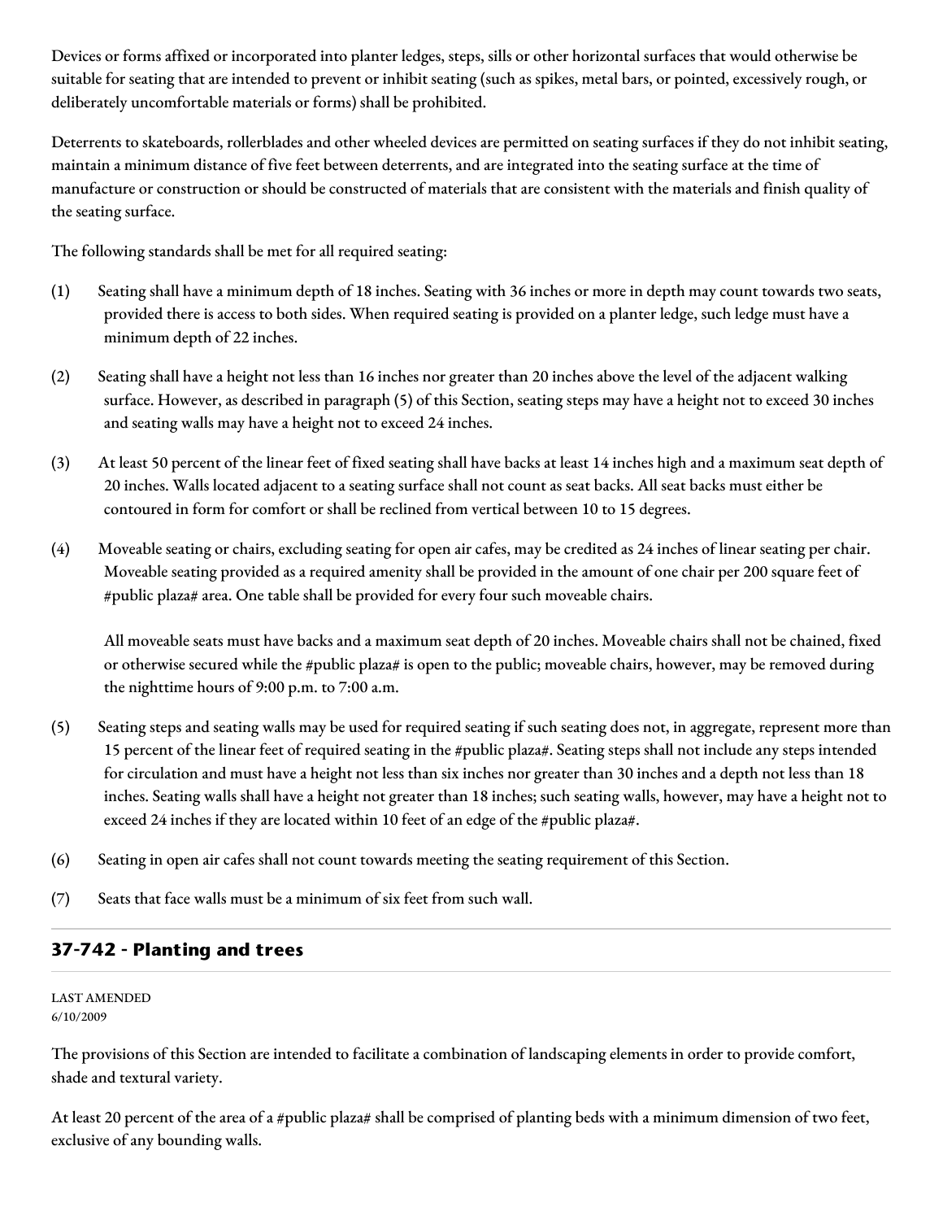Devices or forms affixed or incorporated into planter ledges, steps, sills or other horizontal surfaces that would otherwise be suitable for seating that are intended to prevent or inhibit seating (such as spikes, metal bars, or pointed, excessively rough, or deliberately uncomfortable materials or forms) shall be prohibited.

Deterrents to skateboards, rollerblades and other wheeled devices are permitted on seating surfaces if they do not inhibit seating, maintain a minimum distance of five feet between deterrents, and are integrated into the seating surface at the time of manufacture or construction or should be constructed of materials that are consistent with the materials and finish quality of the seating surface.

The following standards shall be met for all required seating:

(1) Seating shall have a minimum depth of 18 inches. Seating with 36 inches or more in depth may count towards two seats, provided there is access to both sides. When required seating is provided on a planter ledge, such ledge must have a minimum depth of 22 inches.

(2) Seating shall have a height not less than 16 inches nor greater than 20 inches above the level of the adjacent walking surface. However, as described in paragraph (5) of this Section, seating steps may have a height not to exceed 30 inches and seating walls may have a height not to exceed 24 inches.

(3) At least 50 percent of the linear feet of fixed seating shall have backs at least 14 inches high and a maximum seat depth of 20 inches. Walls located adjacent to a seating surface shall not count as seat backs. All seat backs must either be contoured in form for comfort or shall be reclined from vertical between 10 to 15 degrees.

(4) Moveable seating or chairs, excluding seating for open air cafes, may be credited as 24 inches of linear seating per chair. Moveable seating provided as a required amenity shall be provided in the amount of one chair per 200 square feet of #public plaza# area. One table shall be provided for every four such moveable chairs.

    All moveable seats must have backs and a maximum seat depth of 20 inches. Moveable chairs shall not be chained, fixed or otherwise secured while the #public plaza# is open to the public; moveable chairs, however, may be removed during the nighttime hours of 9:00 p.m. to 7:00 a.m.

(5) Seating steps and seating walls may be used for required seating if such seating does not, in aggregate, represent more than 15 percent of the linear feet of required seating in the #public plaza#. Seating steps shall not include any steps intended for circulation and must have a height not less than six inches nor greater than 30 inches and a depth not less than 18 inches. Seating walls shall have a height not greater than 18 inches; such seating walls, however, may have a height not to exceed 24 inches if they are located within 10 feet of an edge of the #public plaza#.

(6) Seating in open air cafes shall not count towards meeting the seating requirement of this Section.

(7) Seats that face walls must be a minimum of six feet from such wall.

## 37-742 - Planting and trees

LAST AMENDED
6/10/2009

The provisions of this Section are intended to facilitate a combination of landscaping elements in order to provide comfort, shade and textural variety.

At least 20 percent of the area of a #public plaza# shall be comprised of planting beds with a minimum dimension of two feet, exclusive of any bounding walls.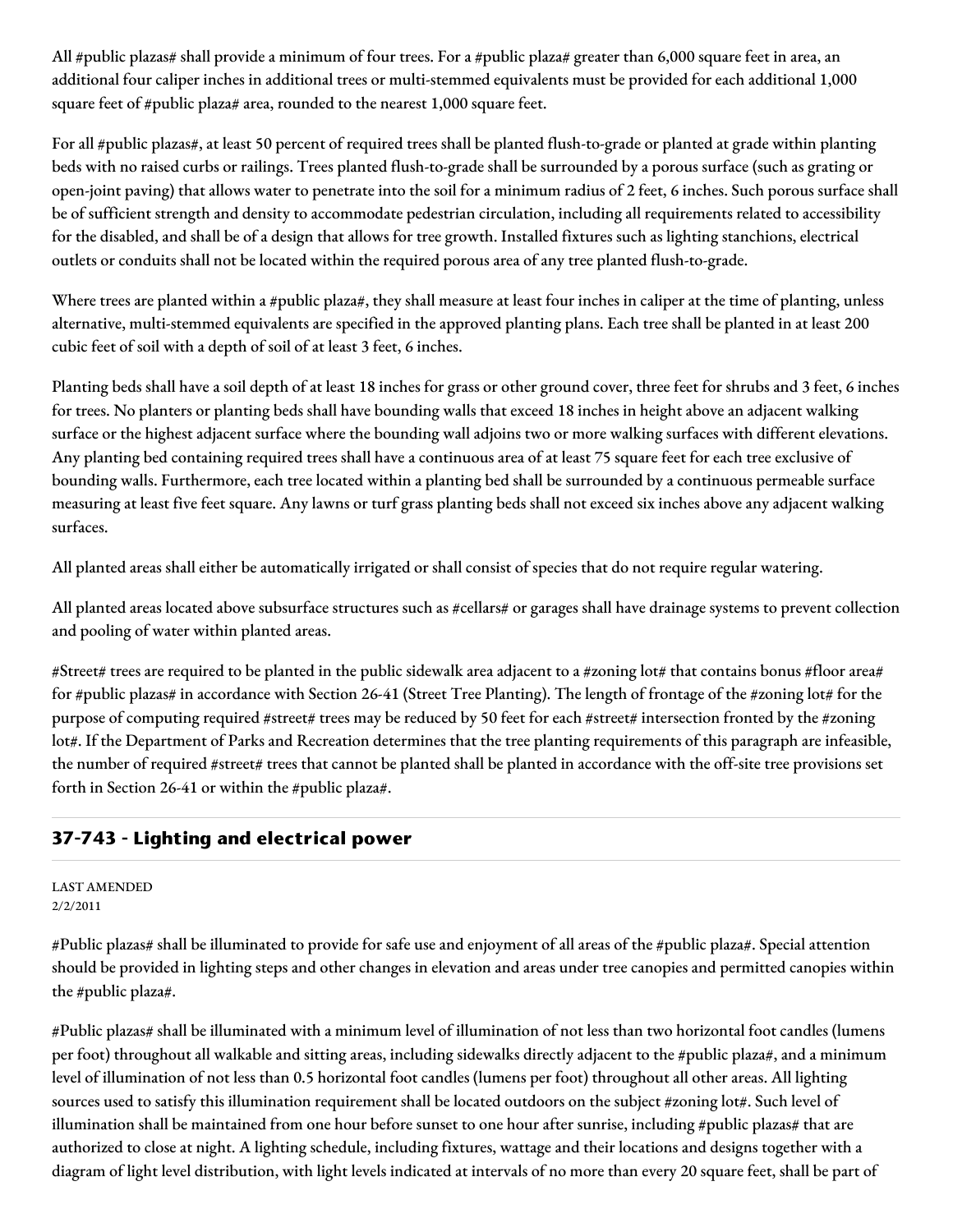All #public plazas# shall provide a minimum of four trees. For a #public plaza# greater than 6,000 square feet in area, an additional four caliper inches in additional trees or multi-stemmed equivalents must be provided for each additional 1,000 square feet of #public plaza# area, rounded to the nearest 1,000 square feet.

For all #public plazas#, at least 50 percent of required trees shall be planted flush-to-grade or planted at grade within planting beds with no raised curbs or railings. Trees planted flush-to-grade shall be surrounded by a porous surface (such as grating or open-joint paving) that allows water to penetrate into the soil for a minimum radius of 2 feet, 6 inches. Such porous surface shall be of sufficient strength and density to accommodate pedestrian circulation, including all requirements related to accessibility for the disabled, and shall be of a design that allows for tree growth. Installed fixtures such as lighting stanchions, electrical outlets or conduits shall not be located within the required porous area of any tree planted flush-to-grade.

Where trees are planted within a #public plaza#, they shall measure at least four inches in caliper at the time of planting, unless alternative, multi-stemmed equivalents are specified in the approved planting plans. Each tree shall be planted in at least 200 cubic feet of soil with a depth of soil of at least 3 feet, 6 inches.

Planting beds shall have a soil depth of at least 18 inches for grass or other ground cover, three feet for shrubs and 3 feet, 6 inches for trees. No planters or planting beds shall have bounding walls that exceed 18 inches in height above an adjacent walking surface or the highest adjacent surface where the bounding wall adjoins two or more walking surfaces with different elevations. Any planting bed containing required trees shall have a continuous area of at least 75 square feet for each tree exclusive of bounding walls. Furthermore, each tree located within a planting bed shall be surrounded by a continuous permeable surface measuring at least five feet square. Any lawns or turf grass planting beds shall not exceed six inches above any adjacent walking surfaces.

All planted areas shall either be automatically irrigated or shall consist of species that do not require regular watering.

All planted areas located above subsurface structures such as #cellars# or garages shall have drainage systems to prevent collection and pooling of water within planted areas.

#Street# trees are required to be planted in the public sidewalk area adjacent to a #zoning lot# that contains bonus #floor area# for #public plazas# in accordance with Section 26-41 (Street Tree Planting). The length of frontage of the #zoning lot# for the purpose of computing required #street# trees may be reduced by 50 feet for each #street# intersection fronted by the #zoning lot#. If the Department of Parks and Recreation determines that the tree planting requirements of this paragraph are infeasible, the number of required #street# trees that cannot be planted shall be planted in accordance with the off-site tree provisions set forth in Section 26-41 or within the #public plaza#.

## 37-743 - Lighting and electrical power

LAST AMENDED
2/2/2011

#Public plazas# shall be illuminated to provide for safe use and enjoyment of all areas of the #public plaza#. Special attention should be provided in lighting steps and other changes in elevation and areas under tree canopies and permitted canopies within the #public plaza#.

#Public plazas# shall be illuminated with a minimum level of illumination of not less than two horizontal foot candles (lumens per foot) throughout all walkable and sitting areas, including sidewalks directly adjacent to the #public plaza#, and a minimum level of illumination of not less than 0.5 horizontal foot candles (lumens per foot) throughout all other areas. All lighting sources used to satisfy this illumination requirement shall be located outdoors on the subject #zoning lot#. Such level of illumination shall be maintained from one hour before sunset to one hour after sunrise, including #public plazas# that are authorized to close at night. A lighting schedule, including fixtures, wattage and their locations and designs together with a diagram of light level distribution, with light levels indicated at intervals of no more than every 20 square feet, shall be part of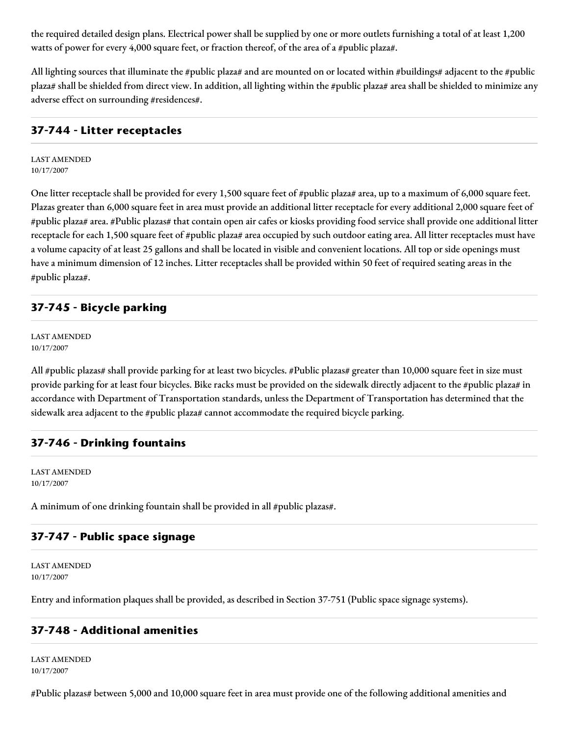the required detailed design plans. Electrical power shall be supplied by one or more outlets furnishing a total of at least 1,200 watts of power for every 4,000 square feet, or fraction thereof, of the area of a #public plaza#.

All lighting sources that illuminate the #public plaza# and are mounted on or located within #buildings# adjacent to the #public plaza# shall be shielded from direct view. In addition, all lighting within the #public plaza# area shall be shielded to minimize any adverse effect on surrounding #residences#.

## 37-744 - Litter receptacles

LAST AMENDED
10/17/2007

One litter receptacle shall be provided for every 1,500 square feet of #public plaza# area, up to a maximum of 6,000 square feet. Plazas greater than 6,000 square feet in area must provide an additional litter receptacle for every additional 2,000 square feet of #public plaza# area. #Public plazas# that contain open air cafes or kiosks providing food service shall provide one additional litter receptacle for each 1,500 square feet of #public plaza# area occupied by such outdoor eating area. All litter receptacles must have a volume capacity of at least 25 gallons and shall be located in visible and convenient locations. All top or side openings must have a minimum dimension of 12 inches. Litter receptacles shall be provided within 50 feet of required seating areas in the #public plaza#.

## 37-745 - Bicycle parking

LAST AMENDED
10/17/2007

All #public plazas# shall provide parking for at least two bicycles. #Public plazas# greater than 10,000 square feet in size must provide parking for at least four bicycles. Bike racks must be provided on the sidewalk directly adjacent to the #public plaza# in accordance with Department of Transportation standards, unless the Department of Transportation has determined that the sidewalk area adjacent to the #public plaza# cannot accommodate the required bicycle parking.

## 37-746 - Drinking fountains

LAST AMENDED
10/17/2007

A minimum of one drinking fountain shall be provided in all #public plazas#.

## 37-747 - Public space signage

LAST AMENDED
10/17/2007

Entry and information plaques shall be provided, as described in Section 37-751 (Public space signage systems).

## 37-748 - Additional amenities

LAST AMENDED
10/17/2007

#Public plazas# between 5,000 and 10,000 square feet in area must provide one of the following additional amenities and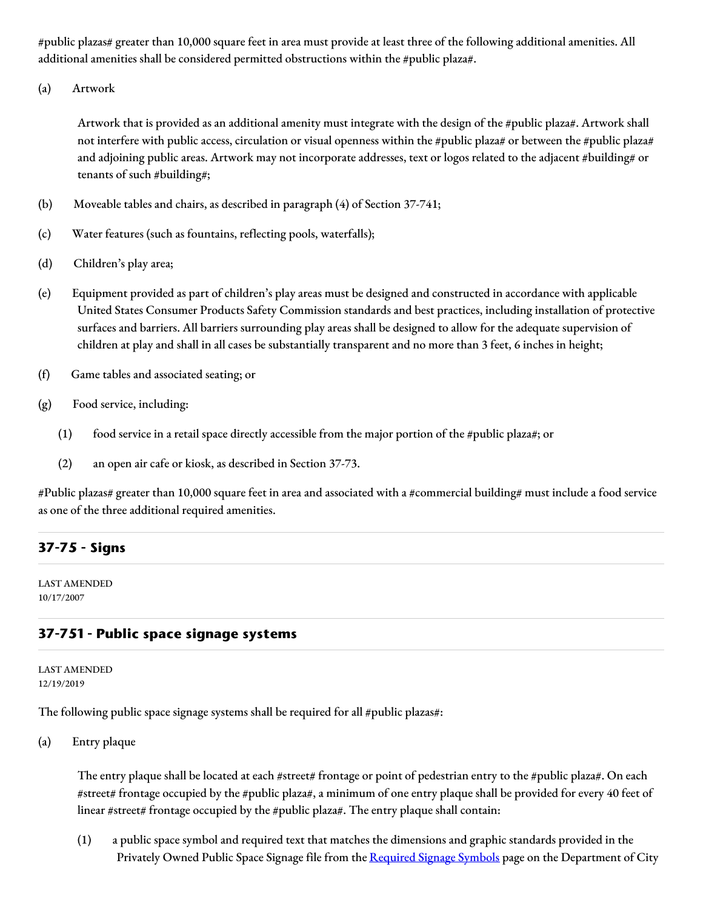#public plazas# greater than 10,000 square feet in area must provide at least three of the following additional amenities. All additional amenities shall be considered permitted obstructions within the #public plaza#.

(a) Artwork

Artwork that is provided as an additional amenity must integrate with the design of the #public plaza#. Artwork shall not interfere with public access, circulation or visual openness within the #public plaza# or between the #public plaza# and adjoining public areas. Artwork may not incorporate addresses, text or logos related to the adjacent #building# or tenants of such #building#;

(b) Moveable tables and chairs, as described in paragraph (4) of Section 37-741;

(c) Water features (such as fountains, reflecting pools, waterfalls);

(d) Children's play area;

(e) Equipment provided as part of children's play areas must be designed and constructed in accordance with applicable United States Consumer Products Safety Commission standards and best practices, including installation of protective surfaces and barriers. All barriers surrounding play areas shall be designed to allow for the adequate supervision of children at play and shall in all cases be substantially transparent and no more than 3 feet, 6 inches in height;

(f) Game tables and associated seating; or

(g) Food service, including:

(1) food service in a retail space directly accessible from the major portion of the #public plaza#; or

(2) an open air cafe or kiosk, as described in Section 37-73.

#Public plazas# greater than 10,000 square feet in area and associated with a #commercial building# must include a food service as one of the three additional required amenities.

## 37-75 - Signs

LAST AMENDED
10/17/2007

## 37-751 - Public space signage systems

LAST AMENDED
12/19/2019

The following public space signage systems shall be required for all #public plazas#:

(a) Entry plaque

The entry plaque shall be located at each #street# frontage or point of pedestrian entry to the #public plaza#. On each #street# frontage occupied by the #public plaza#, a minimum of one entry plaque shall be provided for every 40 feet of linear #street# frontage occupied by the #public plaza#. The entry plaque shall contain:

(1) a public space symbol and required text that matches the dimensions and graphic standards provided in the Privately Owned Public Space Signage file from the Required Signage Symbols page on the Department of City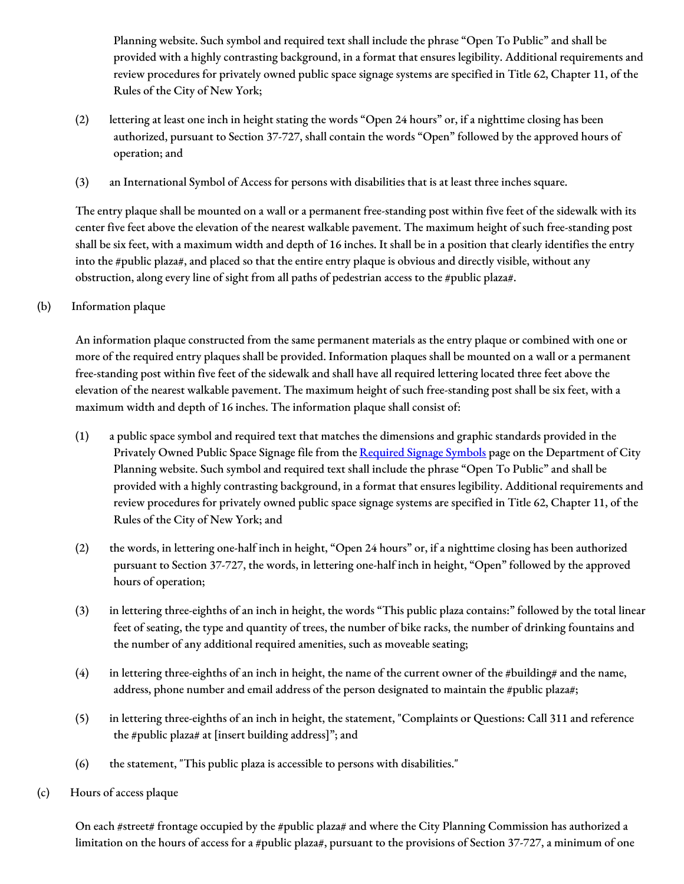Planning website. Such symbol and required text shall include the phrase “Open To Public” and shall be provided with a highly contrasting background, in a format that ensures legibility. Additional requirements and review procedures for privately owned public space signage systems are specified in Title 62, Chapter 11, of the Rules of the City of New York;

(2) lettering at least one inch in height stating the words “Open 24 hours” or, if a nighttime closing has been authorized, pursuant to Section 37-727, shall contain the words “Open” followed by the approved hours of operation; and

(3) an International Symbol of Access for persons with disabilities that is at least three inches square.

The entry plaque shall be mounted on a wall or a permanent free-standing post within five feet of the sidewalk with its center five feet above the elevation of the nearest walkable pavement. The maximum height of such free-standing post shall be six feet, with a maximum width and depth of 16 inches. It shall be in a position that clearly identifies the entry into the #public plaza#, and placed so that the entire entry plaque is obvious and directly visible, without any obstruction, along every line of sight from all paths of pedestrian access to the #public plaza#.

(b) Information plaque

An information plaque constructed from the same permanent materials as the entry plaque or combined with one or more of the required entry plaques shall be provided. Information plaques shall be mounted on a wall or a permanent free-standing post within five feet of the sidewalk and shall have all required lettering located three feet above the elevation of the nearest walkable pavement. The maximum height of such free-standing post shall be six feet, with a maximum width and depth of 16 inches. The information plaque shall consist of:

(1) a public space symbol and required text that matches the dimensions and graphic standards provided in the Privately Owned Public Space Signage file from the [Required Signage Symbols](#) page on the Department of City Planning website. Such symbol and required text shall include the phrase “Open To Public” and shall be provided with a highly contrasting background, in a format that ensures legibility. Additional requirements and review procedures for privately owned public space signage systems are specified in Title 62, Chapter 11, of the Rules of the City of New York; and

(2) the words, in lettering one-half inch in height, “Open 24 hours” or, if a nighttime closing has been authorized pursuant to Section 37-727, the words, in lettering one-half inch in height, “Open” followed by the approved hours of operation;

(3) in lettering three-eighths of an inch in height, the words “This public plaza contains:” followed by the total linear feet of seating, the type and quantity of trees, the number of bike racks, the number of drinking fountains and the number of any additional required amenities, such as moveable seating;

(4) in lettering three-eighths of an inch in height, the name of the current owner of the #building# and the name, address, phone number and email address of the person designated to maintain the #public plaza#;

(5) in lettering three-eighths of an inch in height, the statement, "Complaints or Questions: Call 311 and reference the #public plaza# at [insert building address]”; and

(6) the statement, "This public plaza is accessible to persons with disabilities."

(c) Hours of access plaque

On each #street# frontage occupied by the #public plaza# and where the City Planning Commission has authorized a limitation on the hours of access for a #public plaza#, pursuant to the provisions of Section 37-727, a minimum of one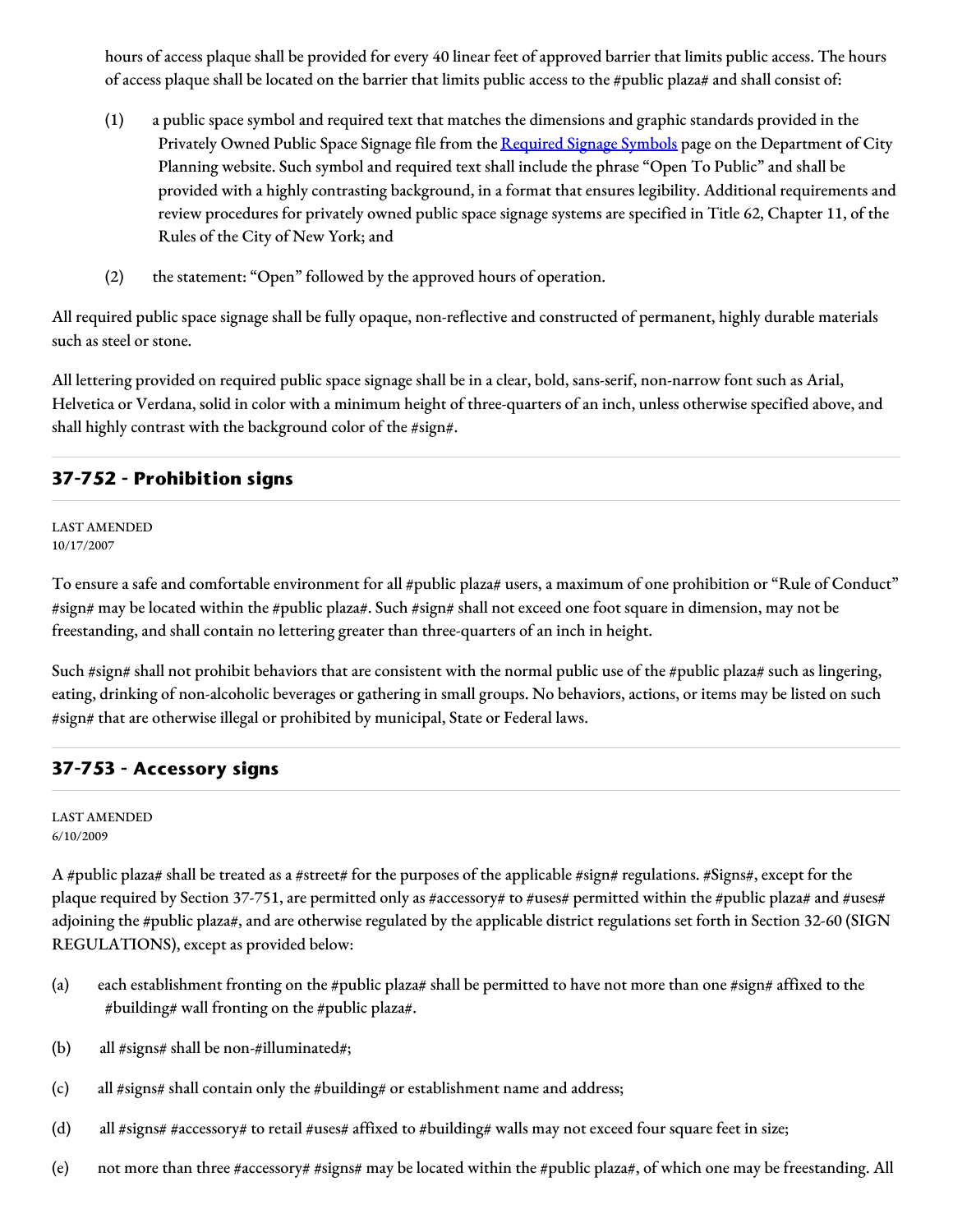hours of access plaque shall be provided for every 40 linear feet of approved barrier that limits public access. The hours of access plaque shall be located on the barrier that limits public access to the #public plaza# and shall consist of:

(1) a public space symbol and required text that matches the dimensions and graphic standards provided in the Privately Owned Public Space Signage file from the Required Signage Symbols page on the Department of City Planning website. Such symbol and required text shall include the phrase "Open To Public" and shall be provided with a highly contrasting background, in a format that ensures legibility. Additional requirements and review procedures for privately owned public space signage systems are specified in Title 62, Chapter 11, of the Rules of the City of New York; and

(2) the statement: "Open" followed by the approved hours of operation.

All required public space signage shall be fully opaque, non-reflective and constructed of permanent, highly durable materials such as steel or stone.

All lettering provided on required public space signage shall be in a clear, bold, sans-serif, non-narrow font such as Arial, Helvetica or Verdana, solid in color with a minimum height of three-quarters of an inch, unless otherwise specified above, and shall highly contrast with the background color of the #sign#.

## 37-752 - Prohibition signs

LAST AMENDED
10/17/2007

To ensure a safe and comfortable environment for all #public plaza# users, a maximum of one prohibition or "Rule of Conduct" #sign# may be located within the #public plaza#. Such #sign# shall not exceed one foot square in dimension, may not be freestanding, and shall contain no lettering greater than three-quarters of an inch in height.

Such #sign# shall not prohibit behaviors that are consistent with the normal public use of the #public plaza# such as lingering, eating, drinking of non-alcoholic beverages or gathering in small groups. No behaviors, actions, or items may be listed on such #sign# that are otherwise illegal or prohibited by municipal, State or Federal laws.

## 37-753 - Accessory signs

LAST AMENDED
6/10/2009

A #public plaza# shall be treated as a #street# for the purposes of the applicable #sign# regulations. #Signs#, except for the plaque required by Section 37-751, are permitted only as #accessory# to #uses# permitted within the #public plaza# and #uses# adjoining the #public plaza#, and are otherwise regulated by the applicable district regulations set forth in Section 32-60 (SIGN REGULATIONS), except as provided below:

(a) each establishment fronting on the #public plaza# shall be permitted to have not more than one #sign# affixed to the #building# wall fronting on the #public plaza#.

(b) all #signs# shall be non-#illuminated#;

(c) all #signs# shall contain only the #building# or establishment name and address;

(d) all #signs# #accessory# to retail #uses# affixed to #building# walls may not exceed four square feet in size;

(e) not more than three #accessory# #signs# may be located within the #public plaza#, of which one may be freestanding. All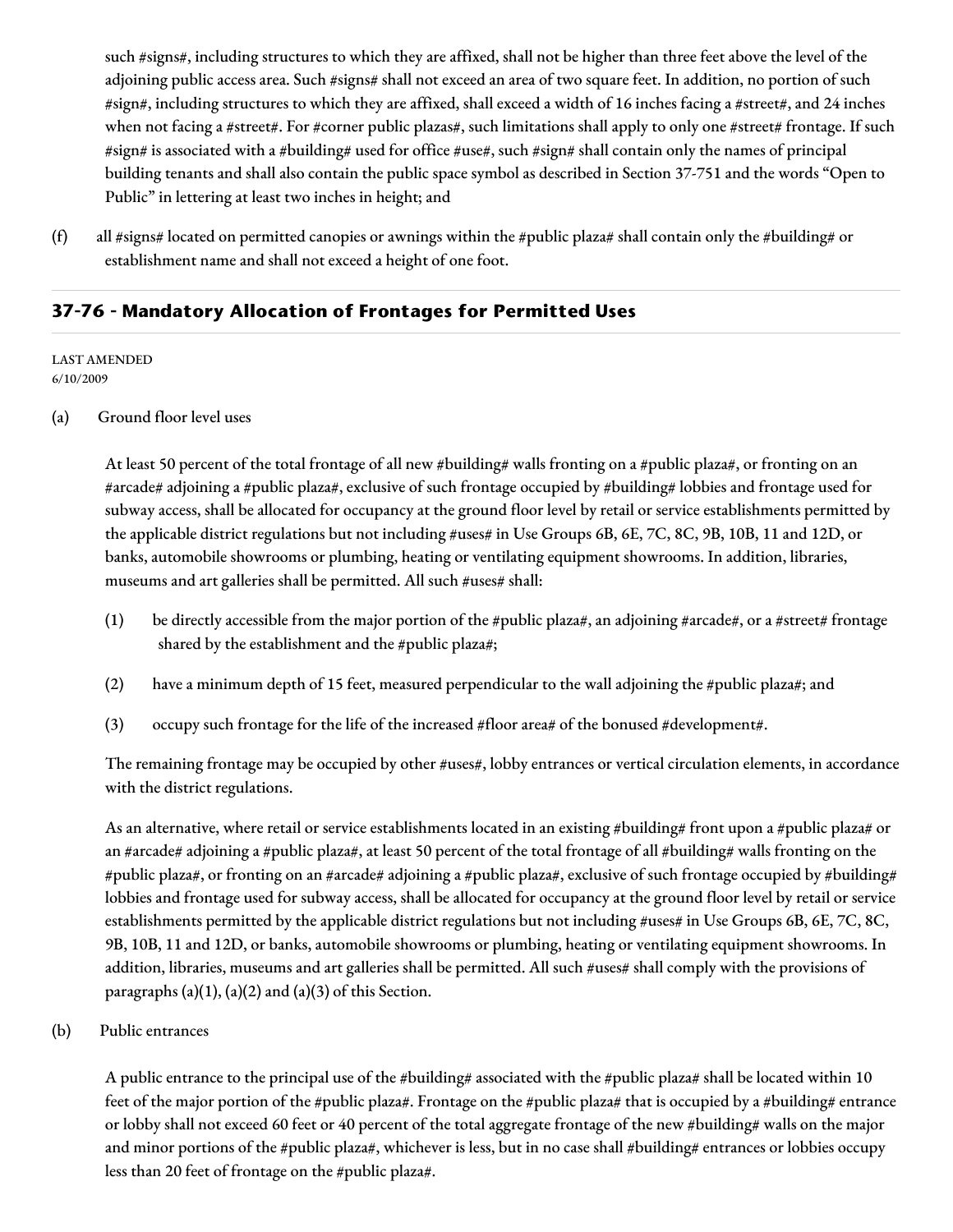such #signs#, including structures to which they are affixed, shall not be higher than three feet above the level of the adjoining public access area. Such #signs# shall not exceed an area of two square feet. In addition, no portion of such #sign#, including structures to which they are affixed, shall exceed a width of 16 inches facing a #street#, and 24 inches when not facing a #street#. For #corner public plazas#, such limitations shall apply to only one #street# frontage. If such #sign# is associated with a #building# used for office #use#, such #sign# shall contain only the names of principal building tenants and shall also contain the public space symbol as described in Section 37-751 and the words "Open to Public" in lettering at least two inches in height; and

(f) all #signs# located on permitted canopies or awnings within the #public plaza# shall contain only the #building# or establishment name and shall not exceed a height of one foot.

## 37-76 - Mandatory Allocation of Frontages for Permitted Uses

LAST AMENDED
6/10/2009

(a) Ground floor level uses

At least 50 percent of the total frontage of all new #building# walls fronting on a #public plaza#, or fronting on an #arcade# adjoining a #public plaza#, exclusive of such frontage occupied by #building# lobbies and frontage used for subway access, shall be allocated for occupancy at the ground floor level by retail or service establishments permitted by the applicable district regulations but not including #uses# in Use Groups 6B, 6E, 7C, 8C, 9B, 10B, 11 and 12D, or banks, automobile showrooms or plumbing, heating or ventilating equipment showrooms. In addition, libraries, museums and art galleries shall be permitted. All such #uses# shall:

(1) be directly accessible from the major portion of the #public plaza#, an adjoining #arcade#, or a #street# frontage shared by the establishment and the #public plaza#;

(2) have a minimum depth of 15 feet, measured perpendicular to the wall adjoining the #public plaza#; and

(3) occupy such frontage for the life of the increased #floor area# of the bonused #development#.

The remaining frontage may be occupied by other #uses#, lobby entrances or vertical circulation elements, in accordance with the district regulations.

As an alternative, where retail or service establishments located in an existing #building# front upon a #public plaza# or an #arcade# adjoining a #public plaza#, at least 50 percent of the total frontage of all #building# walls fronting on the #public plaza#, or fronting on an #arcade# adjoining a #public plaza#, exclusive of such frontage occupied by #building# lobbies and frontage used for subway access, shall be allocated for occupancy at the ground floor level by retail or service establishments permitted by the applicable district regulations but not including #uses# in Use Groups 6B, 6E, 7C, 8C, 9B, 10B, 11 and 12D, or banks, automobile showrooms or plumbing, heating or ventilating equipment showrooms. In addition, libraries, museums and art galleries shall be permitted. All such #uses# shall comply with the provisions of paragraphs (a)(1), (a)(2) and (a)(3) of this Section.

(b) Public entrances

A public entrance to the principal use of the #building# associated with the #public plaza# shall be located within 10 feet of the major portion of the #public plaza#. Frontage on the #public plaza# that is occupied by a #building# entrance or lobby shall not exceed 60 feet or 40 percent of the total aggregate frontage of the new #building# walls on the major and minor portions of the #public plaza#, whichever is less, but in no case shall #building# entrances or lobbies occupy less than 20 feet of frontage on the #public plaza#.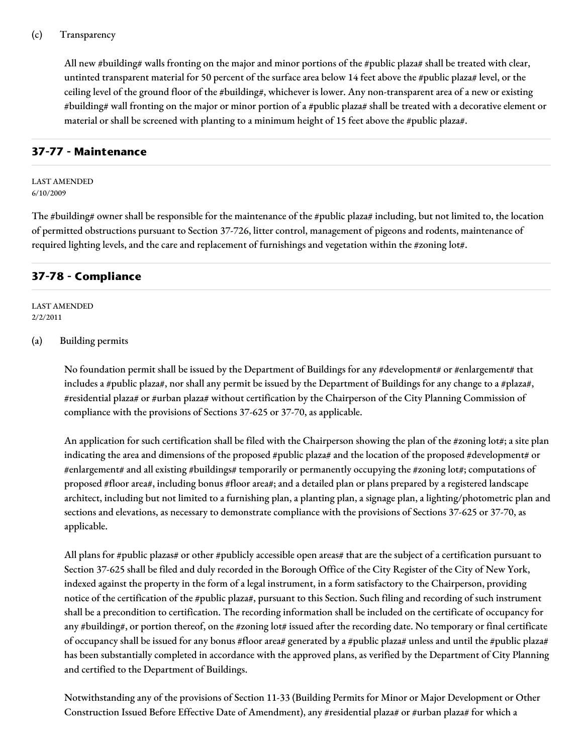(c) Transparency

All new #building# walls fronting on the major and minor portions of the #public plaza# shall be treated with clear, untinted transparent material for 50 percent of the surface area below 14 feet above the #public plaza# level, or the ceiling level of the ground floor of the #building#, whichever is lower. Any non-transparent area of a new or existing #building# wall fronting on the major or minor portion of a #public plaza# shall be treated with a decorative element or material or shall be screened with planting to a minimum height of 15 feet above the #public plaza#.

## 37-77 - Maintenance

LAST AMENDED
6/10/2009

The #building# owner shall be responsible for the maintenance of the #public plaza# including, but not limited to, the location of permitted obstructions pursuant to Section 37-726, litter control, management of pigeons and rodents, maintenance of required lighting levels, and the care and replacement of furnishings and vegetation within the #zoning lot#.

## 37-78 - Compliance

LAST AMENDED
2/2/2011

(a) Building permits

No foundation permit shall be issued by the Department of Buildings for any #development# or #enlargement# that includes a #public plaza#, nor shall any permit be issued by the Department of Buildings for any change to a #plaza#, #residential plaza# or #urban plaza# without certification by the Chairperson of the City Planning Commission of compliance with the provisions of Sections 37-625 or 37-70, as applicable.

An application for such certification shall be filed with the Chairperson showing the plan of the #zoning lot#; a site plan indicating the area and dimensions of the proposed #public plaza# and the location of the proposed #development# or #enlargement# and all existing #buildings# temporarily or permanently occupying the #zoning lot#; computations of proposed #floor area#, including bonus #floor area#; and a detailed plan or plans prepared by a registered landscape architect, including but not limited to a furnishing plan, a planting plan, a signage plan, a lighting/photometric plan and sections and elevations, as necessary to demonstrate compliance with the provisions of Sections 37-625 or 37-70, as applicable.

All plans for #public plazas# or other #publicly accessible open areas# that are the subject of a certification pursuant to Section 37-625 shall be filed and duly recorded in the Borough Office of the City Register of the City of New York, indexed against the property in the form of a legal instrument, in a form satisfactory to the Chairperson, providing notice of the certification of the #public plaza#, pursuant to this Section. Such filing and recording of such instrument shall be a precondition to certification. The recording information shall be included on the certificate of occupancy for any #building#, or portion thereof, on the #zoning lot# issued after the recording date. No temporary or final certificate of occupancy shall be issued for any bonus #floor area# generated by a #public plaza# unless and until the #public plaza# has been substantially completed in accordance with the approved plans, as verified by the Department of City Planning and certified to the Department of Buildings.

Notwithstanding any of the provisions of Section 11-33 (Building Permits for Minor or Major Development or Other Construction Issued Before Effective Date of Amendment), any #residential plaza# or #urban plaza# for which a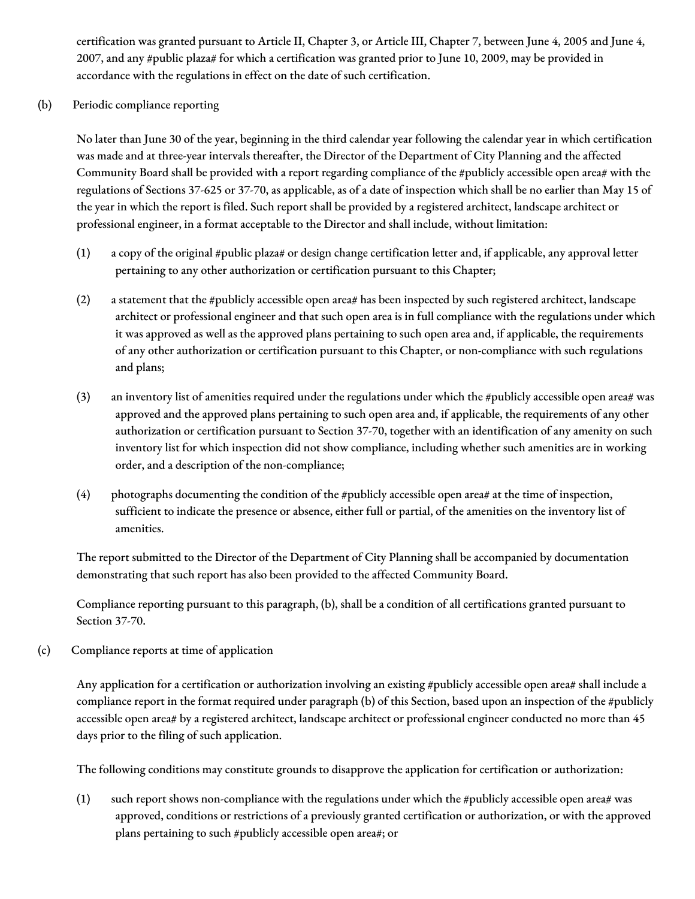certification was granted pursuant to Article II, Chapter 3, or Article III, Chapter 7, between June 4, 2005 and June 4, 2007, and any #public plaza# for which a certification was granted prior to June 10, 2009, may be provided in accordance with the regulations in effect on the date of such certification.

(b) Periodic compliance reporting

No later than June 30 of the year, beginning in the third calendar year following the calendar year in which certification was made and at three-year intervals thereafter, the Director of the Department of City Planning and the affected Community Board shall be provided with a report regarding compliance of the #publicly accessible open area# with the regulations of Sections 37-625 or 37-70, as applicable, as of a date of inspection which shall be no earlier than May 15 of the year in which the report is filed. Such report shall be provided by a registered architect, landscape architect or professional engineer, in a format acceptable to the Director and shall include, without limitation:

(1) a copy of the original #public plaza# or design change certification letter and, if applicable, any approval letter pertaining to any other authorization or certification pursuant to this Chapter;

(2) a statement that the #publicly accessible open area# has been inspected by such registered architect, landscape architect or professional engineer and that such open area is in full compliance with the regulations under which it was approved as well as the approved plans pertaining to such open area and, if applicable, the requirements of any other authorization or certification pursuant to this Chapter, or non-compliance with such regulations and plans;

(3) an inventory list of amenities required under the regulations under which the #publicly accessible open area# was approved and the approved plans pertaining to such open area and, if applicable, the requirements of any other authorization or certification pursuant to Section 37-70, together with an identification of any amenity on such inventory list for which inspection did not show compliance, including whether such amenities are in working order, and a description of the non-compliance;

(4) photographs documenting the condition of the #publicly accessible open area# at the time of inspection, sufficient to indicate the presence or absence, either full or partial, of the amenities on the inventory list of amenities.

The report submitted to the Director of the Department of City Planning shall be accompanied by documentation demonstrating that such report has also been provided to the affected Community Board.

Compliance reporting pursuant to this paragraph, (b), shall be a condition of all certifications granted pursuant to Section 37-70.

(c) Compliance reports at time of application

Any application for a certification or authorization involving an existing #publicly accessible open area# shall include a compliance report in the format required under paragraph (b) of this Section, based upon an inspection of the #publicly accessible open area# by a registered architect, landscape architect or professional engineer conducted no more than 45 days prior to the filing of such application.

The following conditions may constitute grounds to disapprove the application for certification or authorization:

(1) such report shows non-compliance with the regulations under which the #publicly accessible open area# was approved, conditions or restrictions of a previously granted certification or authorization, or with the approved plans pertaining to such #publicly accessible open area#; or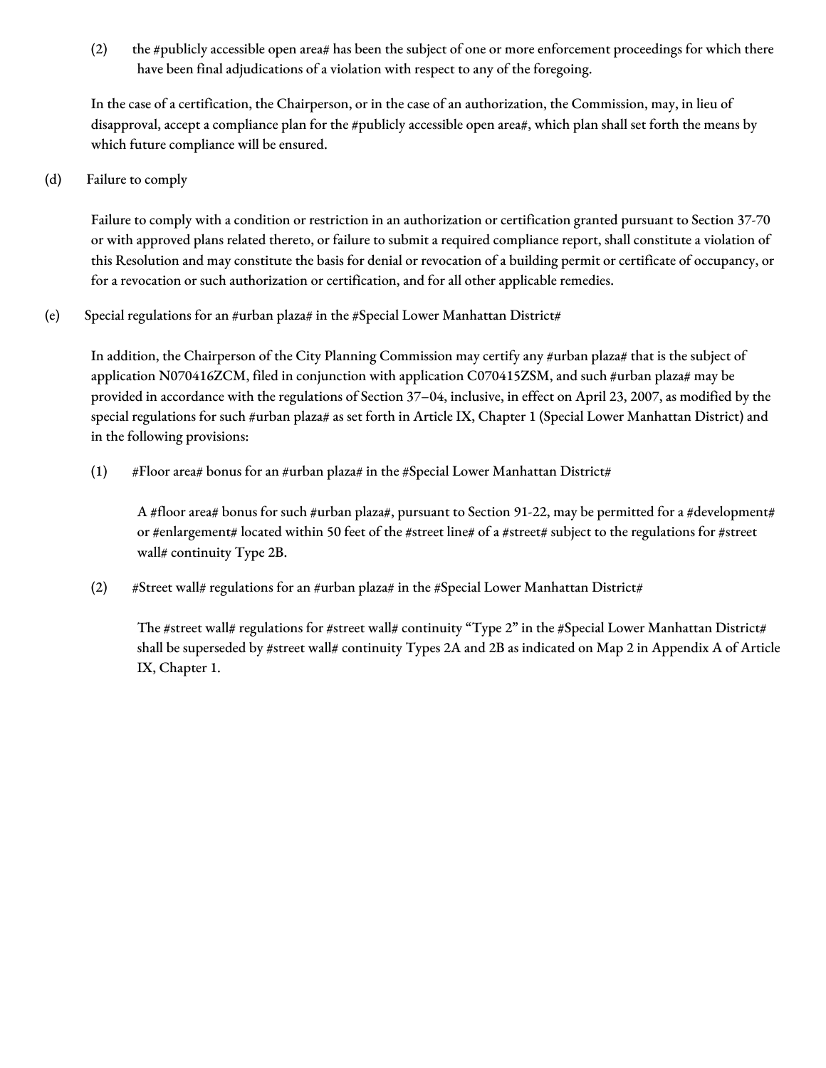(2) the #publicly accessible open area# has been the subject of one or more enforcement proceedings for which there have been final adjudications of a violation with respect to any of the foregoing.

In the case of a certification, the Chairperson, or in the case of an authorization, the Commission, may, in lieu of disapproval, accept a compliance plan for the #publicly accessible open area#, which plan shall set forth the means by which future compliance will be ensured.

(d) Failure to comply

Failure to comply with a condition or restriction in an authorization or certification granted pursuant to Section 37-70 or with approved plans related thereto, or failure to submit a required compliance report, shall constitute a violation of this Resolution and may constitute the basis for denial or revocation of a building permit or certificate of occupancy, or for a revocation or such authorization or certification, and for all other applicable remedies.

(e) Special regulations for an #urban plaza# in the #Special Lower Manhattan District#

In addition, the Chairperson of the City Planning Commission may certify any #urban plaza# that is the subject of application N070416ZCM, filed in conjunction with application C070415ZSM, and such #urban plaza# may be provided in accordance with the regulations of Section 37–04, inclusive, in effect on April 23, 2007, as modified by the special regulations for such #urban plaza# as set forth in Article IX, Chapter 1 (Special Lower Manhattan District) and in the following provisions:

(1) #Floor area# bonus for an #urban plaza# in the #Special Lower Manhattan District#

A #floor area# bonus for such #urban plaza#, pursuant to Section 91-22, may be permitted for a #development# or #enlargement# located within 50 feet of the #street line# of a #street# subject to the regulations for #street wall# continuity Type 2B.

(2) #Street wall# regulations for an #urban plaza# in the #Special Lower Manhattan District#

The #street wall# regulations for #street wall# continuity "Type 2" in the #Special Lower Manhattan District# shall be superseded by #street wall# continuity Types 2A and 2B as indicated on Map 2 in Appendix A of Article IX, Chapter 1.